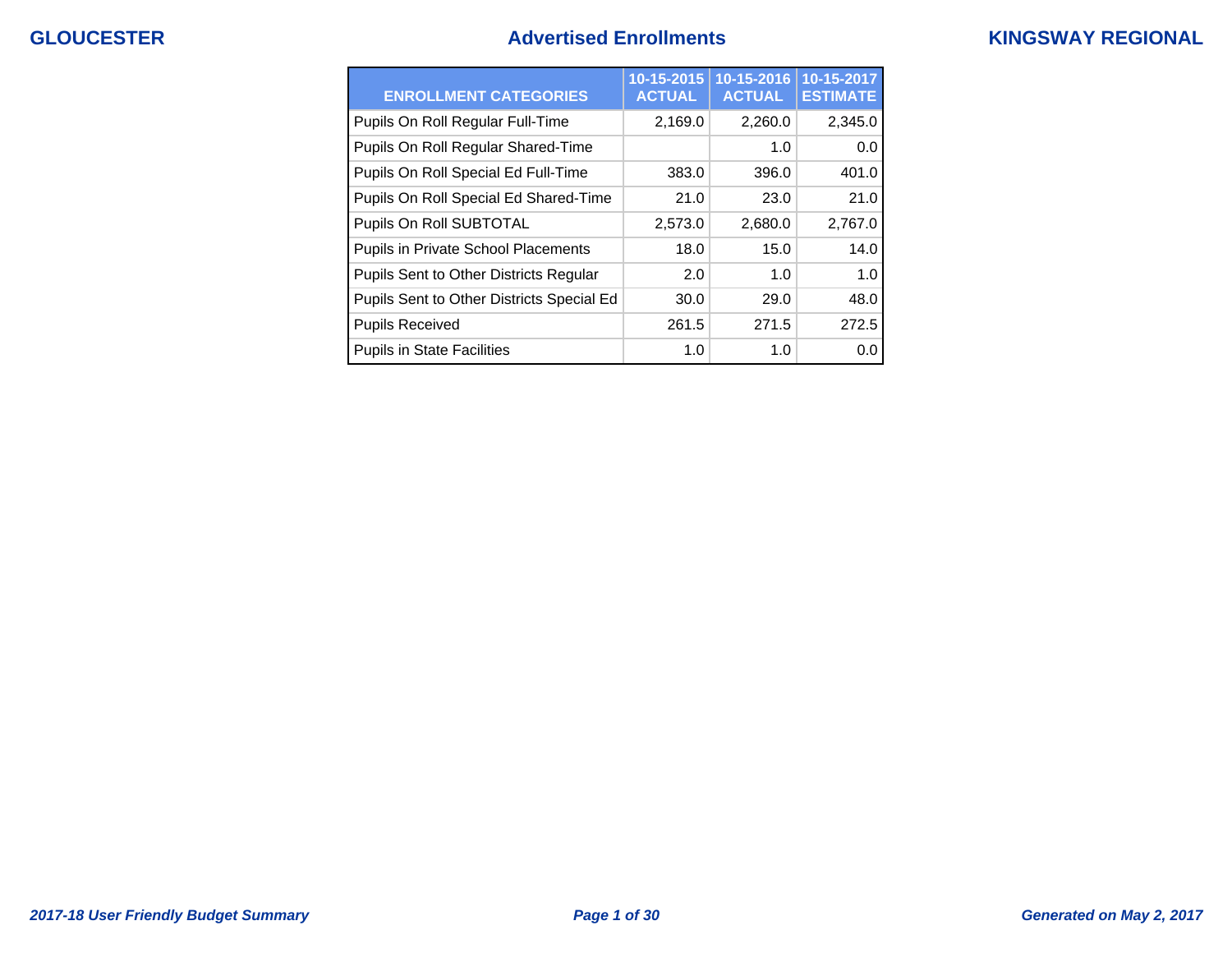GLOUCESTER

# Advertised Enrollments

KINGSWAY REGIONAL

| ENROLLMENT CATEGORIES | 10-15-2015 ACTUAL | 10-15-2016 ACTUAL | 10-15-2017 ESTIMATE |
|---|---|---|---|
| Pupils On Roll Regular Full-Time | 2,169.0 | 2,260.0 | 2,345.0 |
| Pupils On Roll Regular Shared-Time | | 1.0 | 0.0 |
| Pupils On Roll Special Ed Full-Time | 383.0 | 396.0 | 401.0 |
| Pupils On Roll Special Ed Shared-Time | 21.0 | 23.0 | 21.0 |
| Pupils On Roll SUBTOTAL | 2,573.0 | 2,680.0 | 2,767.0 |
| Pupils in Private School Placements | 18.0 | 15.0 | 14.0 |
| Pupils Sent to Other Districts Regular | 2.0 | 1.0 | 1.0 |
| Pupils Sent to Other Districts Special Ed | 30.0 | 29.0 | 48.0 |
| Pupils Received | 261.5 | 271.5 | 272.5 |
| Pupils in State Facilities | 1.0 | 1.0 | 0.0 |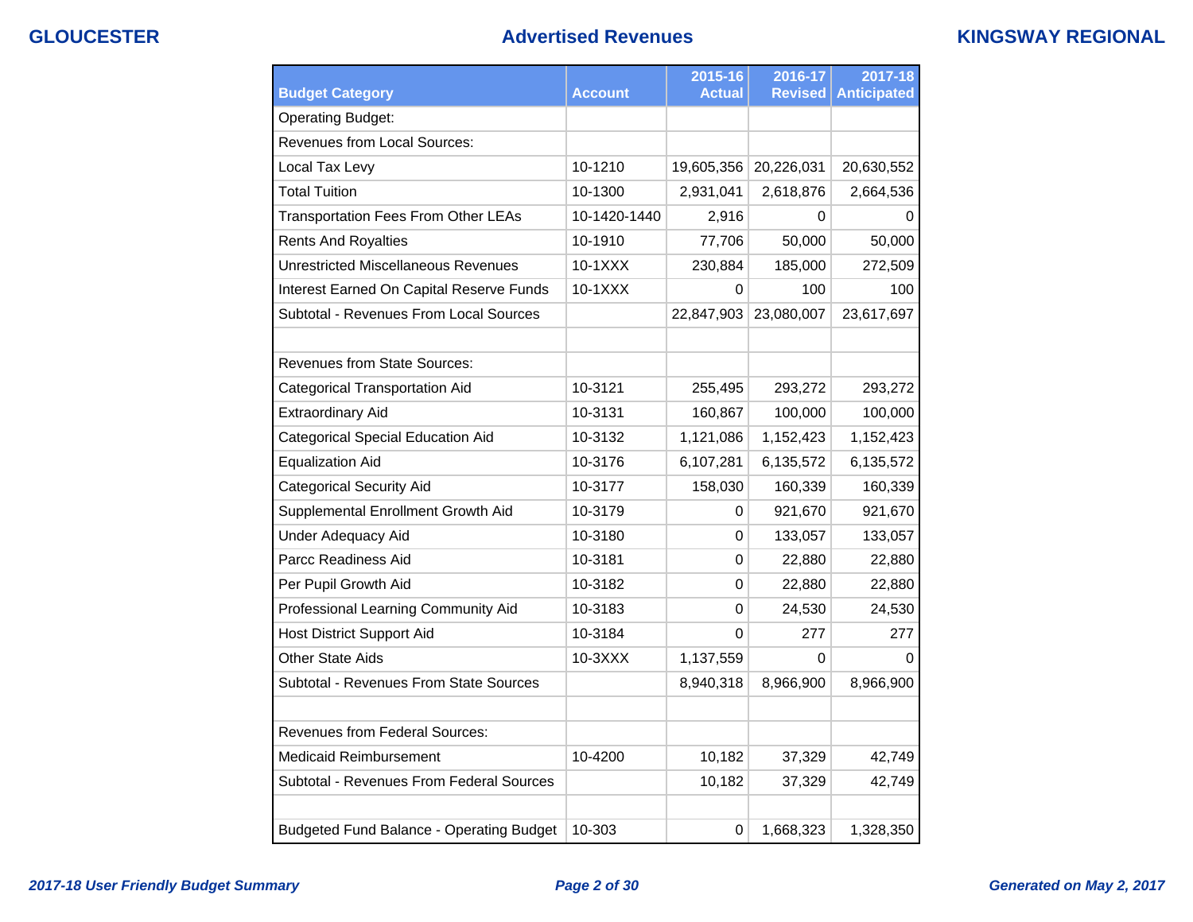## Advertised Revenues

| Budget Category | Account | 2015-16 Actual | 2016-17 Revised | 2017-18 Anticipated |
|---|---|---|---|---|
| Operating Budget: | | | | |
| Revenues from Local Sources: | | | | |
| Local Tax Levy | 10-1210 | 19,605,356 | 20,226,031 | 20,630,552 |
| Total Tuition | 10-1300 | 2,931,041 | 2,618,876 | 2,664,536 |
| Transportation Fees From Other LEAs | 10-1420-1440 | 2,916 | 0 | 0 |
| Rents And Royalties | 10-1910 | 77,706 | 50,000 | 50,000 |
| Unrestricted Miscellaneous Revenues | 10-1XXX | 230,884 | 185,000 | 272,509 |
| Interest Earned On Capital Reserve Funds | 10-1XXX | 0 | 100 | 100 |
| Subtotal - Revenues From Local Sources | | 22,847,903 | 23,080,007 | 23,617,697 |
| | | | | |
| Revenues from State Sources: | | | | |
| Categorical Transportation Aid | 10-3121 | 255,495 | 293,272 | 293,272 |
| Extraordinary Aid | 10-3131 | 160,867 | 100,000 | 100,000 |
| Categorical Special Education Aid | 10-3132 | 1,121,086 | 1,152,423 | 1,152,423 |
| Equalization Aid | 10-3176 | 6,107,281 | 6,135,572 | 6,135,572 |
| Categorical Security Aid | 10-3177 | 158,030 | 160,339 | 160,339 |
| Supplemental Enrollment Growth Aid | 10-3179 | 0 | 921,670 | 921,670 |
| Under Adequacy Aid | 10-3180 | 0 | 133,057 | 133,057 |
| Parcc Readiness Aid | 10-3181 | 0 | 22,880 | 22,880 |
| Per Pupil Growth Aid | 10-3182 | 0 | 22,880 | 22,880 |
| Professional Learning Community Aid | 10-3183 | 0 | 24,530 | 24,530 |
| Host District Support Aid | 10-3184 | 0 | 277 | 277 |
| Other State Aids | 10-3XXX | 1,137,559 | 0 | 0 |
| Subtotal - Revenues From State Sources | | 8,940,318 | 8,966,900 | 8,966,900 |
| | | | | |
| Revenues from Federal Sources: | | | | |
| Medicaid Reimbursement | 10-4200 | 10,182 | 37,329 | 42,749 |
| Subtotal - Revenues From Federal Sources | | 10,182 | 37,329 | 42,749 |
| | | | | |
| Budgeted Fund Balance - Operating Budget | 10-303 | 0 | 1,668,323 | 1,328,350 |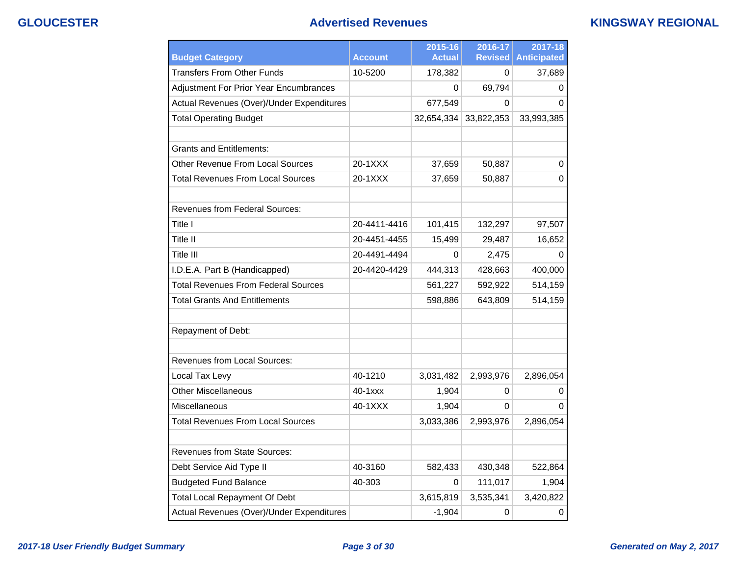## Advertised Revenues

| Budget Category | Account | 2015-16 Actual | 2016-17 Revised | 2017-18 Anticipated |
|---|---|---|---|---|
| Transfers From Other Funds | 10-5200 | 178,382 | 0 | 37,689 |
| Adjustment For Prior Year Encumbrances | | 0 | 69,794 | 0 |
| Actual Revenues (Over)/Under Expenditures | | 677,549 | 0 | 0 |
| Total Operating Budget | | 32,654,334 | 33,822,353 | 33,993,385 |
| | | | | |
| Grants and Entitlements: | | | | |
| Other Revenue From Local Sources | 20-1XXX | 37,659 | 50,887 | 0 |
| Total Revenues From Local Sources | 20-1XXX | 37,659 | 50,887 | 0 |
| | | | | |
| Revenues from Federal Sources: | | | | |
| Title I | 20-4411-4416 | 101,415 | 132,297 | 97,507 |
| Title II | 20-4451-4455 | 15,499 | 29,487 | 16,652 |
| Title III | 20-4491-4494 | 0 | 2,475 | 0 |
| I.D.E.A. Part B (Handicapped) | 20-4420-4429 | 444,313 | 428,663 | 400,000 |
| Total Revenues From Federal Sources | | 561,227 | 592,922 | 514,159 |
| Total Grants And Entitlements | | 598,886 | 643,809 | 514,159 |
| | | | | |
| Repayment of Debt: | | | | |
| | | | | |
| Revenues from Local Sources: | | | | |
| Local Tax Levy | 40-1210 | 3,031,482 | 2,993,976 | 2,896,054 |
| Other Miscellaneous | 40-1xxx | 1,904 | 0 | 0 |
| Miscellaneous | 40-1XXX | 1,904 | 0 | 0 |
| Total Revenues From Local Sources | | 3,033,386 | 2,993,976 | 2,896,054 |
| | | | | |
| Revenues from State Sources: | | | | |
| Debt Service Aid Type II | 40-3160 | 582,433 | 430,348 | 522,864 |
| Budgeted Fund Balance | 40-303 | 0 | 111,017 | 1,904 |
| Total Local Repayment Of Debt | | 3,615,819 | 3,535,341 | 3,420,822 |
| Actual Revenues (Over)/Under Expenditures | | -1,904 | 0 | 0 |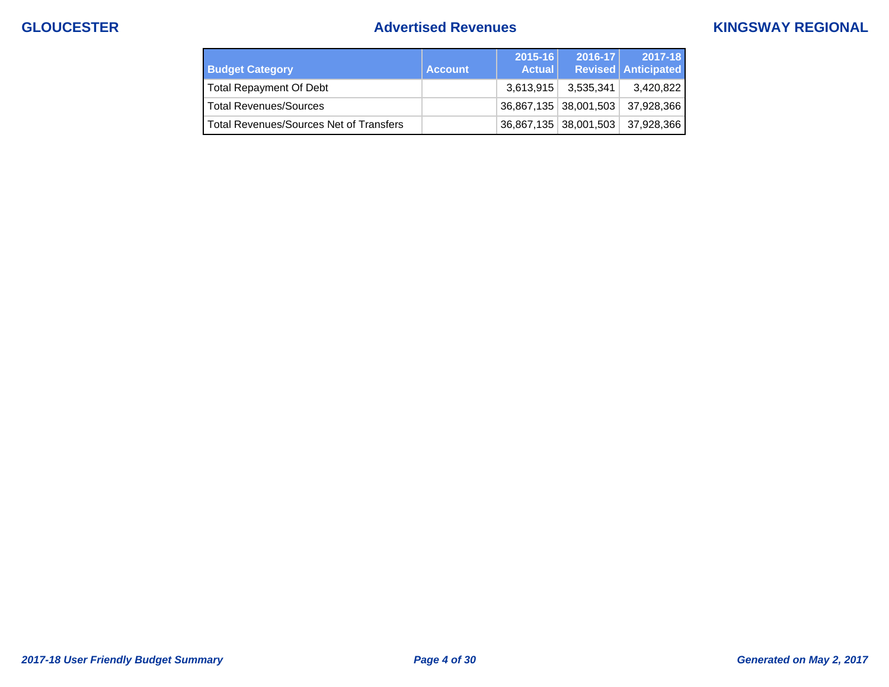| Budget Category | Account | 2015-16 Actual | 2016-17 Revised | 2017-18 Anticipated |
| --- | --- | --- | --- | --- |
| Total Repayment Of Debt | | 3,613,915 | 3,535,341 | 3,420,822 |
| Total Revenues/Sources | | 36,867,135 | 38,001,503 | 37,928,366 |
| Total Revenues/Sources Net of Transfers | | 36,867,135 | 38,001,503 | 37,928,366 |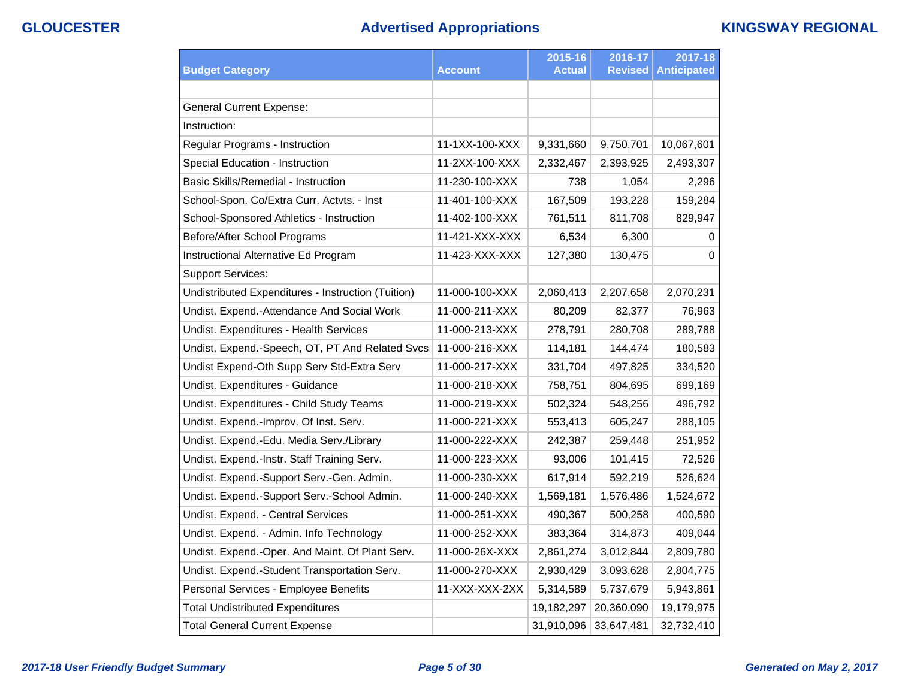# Advertised Appropriations

| Budget Category | Account | 2015-16 Actual | 2016-17 Revised | 2017-18 Anticipated |
|---|---|---|---|---|
| | | | | |
| General Current Expense: | | | | |
| Instruction: | | | | |
| Regular Programs - Instruction | 11-1XX-100-XXX | 9,331,660 | 9,750,701 | 10,067,601 |
| Special Education - Instruction | 11-2XX-100-XXX | 2,332,467 | 2,393,925 | 2,493,307 |
| Basic Skills/Remedial - Instruction | 11-230-100-XXX | 738 | 1,054 | 2,296 |
| School-Spon. Co/Extra Curr. Actvts. - Inst | 11-401-100-XXX | 167,509 | 193,228 | 159,284 |
| School-Sponsored Athletics - Instruction | 11-402-100-XXX | 761,511 | 811,708 | 829,947 |
| Before/After School Programs | 11-421-XXX-XXX | 6,534 | 6,300 | 0 |
| Instructional Alternative Ed Program | 11-423-XXX-XXX | 127,380 | 130,475 | 0 |
| Support Services: | | | | |
| Undistributed Expenditures - Instruction (Tuition) | 11-000-100-XXX | 2,060,413 | 2,207,658 | 2,070,231 |
| Undist. Expend.-Attendance And Social Work | 11-000-211-XXX | 80,209 | 82,377 | 76,963 |
| Undist. Expenditures - Health Services | 11-000-213-XXX | 278,791 | 280,708 | 289,788 |
| Undist. Expend.-Speech, OT, PT And Related Svcs | 11-000-216-XXX | 114,181 | 144,474 | 180,583 |
| Undist Expend-Oth Supp Serv Std-Extra Serv | 11-000-217-XXX | 331,704 | 497,825 | 334,520 |
| Undist. Expenditures - Guidance | 11-000-218-XXX | 758,751 | 804,695 | 699,169 |
| Undist. Expenditures - Child Study Teams | 11-000-219-XXX | 502,324 | 548,256 | 496,792 |
| Undist. Expend.-Improv. Of Inst. Serv. | 11-000-221-XXX | 553,413 | 605,247 | 288,105 |
| Undist. Expend.-Edu. Media Serv./Library | 11-000-222-XXX | 242,387 | 259,448 | 251,952 |
| Undist. Expend.-Instr. Staff Training Serv. | 11-000-223-XXX | 93,006 | 101,415 | 72,526 |
| Undist. Expend.-Support Serv.-Gen. Admin. | 11-000-230-XXX | 617,914 | 592,219 | 526,624 |
| Undist. Expend.-Support Serv.-School Admin. | 11-000-240-XXX | 1,569,181 | 1,576,486 | 1,524,672 |
| Undist. Expend. - Central Services | 11-000-251-XXX | 490,367 | 500,258 | 400,590 |
| Undist. Expend. - Admin. Info Technology | 11-000-252-XXX | 383,364 | 314,873 | 409,044 |
| Undist. Expend.-Oper. And Maint. Of Plant Serv. | 11-000-26X-XXX | 2,861,274 | 3,012,844 | 2,809,780 |
| Undist. Expend.-Student Transportation Serv. | 11-000-270-XXX | 2,930,429 | 3,093,628 | 2,804,775 |
| Personal Services - Employee Benefits | 11-XXX-XXX-2XX | 5,314,589 | 5,737,679 | 5,943,861 |
| Total Undistributed Expenditures | | 19,182,297 | 20,360,090 | 19,179,975 |
| Total General Current Expense | | 31,910,096 | 33,647,481 | 32,732,410 |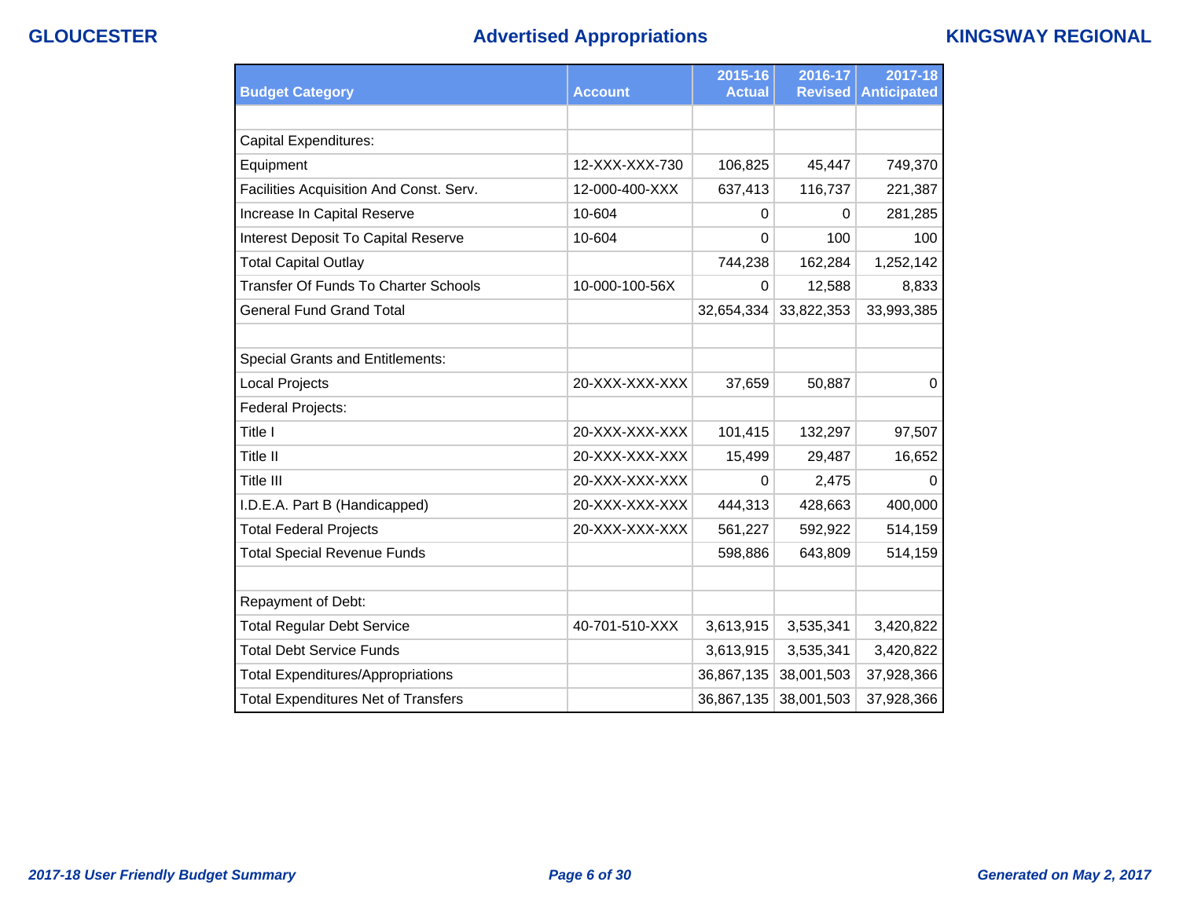# GLOUCESTER — Advertised Appropriations — KINGSWAY REGIONAL

| Budget Category | Account | 2015-16 Actual | 2016-17 Revised | 2017-18 Anticipated |
|---|---|---|---|---|
| | | | | |
| Capital Expenditures: | | | | |
| Equipment | 12-XXX-XXX-730 | 106,825 | 45,447 | 749,370 |
| Facilities Acquisition And Const. Serv. | 12-000-400-XXX | 637,413 | 116,737 | 221,387 |
| Increase In Capital Reserve | 10-604 | 0 | 0 | 281,285 |
| Interest Deposit To Capital Reserve | 10-604 | 0 | 100 | 100 |
| Total Capital Outlay | | 744,238 | 162,284 | 1,252,142 |
| Transfer Of Funds To Charter Schools | 10-000-100-56X | 0 | 12,588 | 8,833 |
| General Fund Grand Total | | 32,654,334 | 33,822,353 | 33,993,385 |
| | | | | |
| Special Grants and Entitlements: | | | | |
| Local Projects | 20-XXX-XXX-XXX | 37,659 | 50,887 | 0 |
| Federal Projects: | | | | |
| Title I | 20-XXX-XXX-XXX | 101,415 | 132,297 | 97,507 |
| Title II | 20-XXX-XXX-XXX | 15,499 | 29,487 | 16,652 |
| Title III | 20-XXX-XXX-XXX | 0 | 2,475 | 0 |
| I.D.E.A. Part B (Handicapped) | 20-XXX-XXX-XXX | 444,313 | 428,663 | 400,000 |
| Total Federal Projects | 20-XXX-XXX-XXX | 561,227 | 592,922 | 514,159 |
| Total Special Revenue Funds | | 598,886 | 643,809 | 514,159 |
| | | | | |
| Repayment of Debt: | | | | |
| Total Regular Debt Service | 40-701-510-XXX | 3,613,915 | 3,535,341 | 3,420,822 |
| Total Debt Service Funds | | 3,613,915 | 3,535,341 | 3,420,822 |
| Total Expenditures/Appropriations | | 36,867,135 | 38,001,503 | 37,928,366 |
| Total Expenditures Net of Transfers | | 36,867,135 | 38,001,503 | 37,928,366 |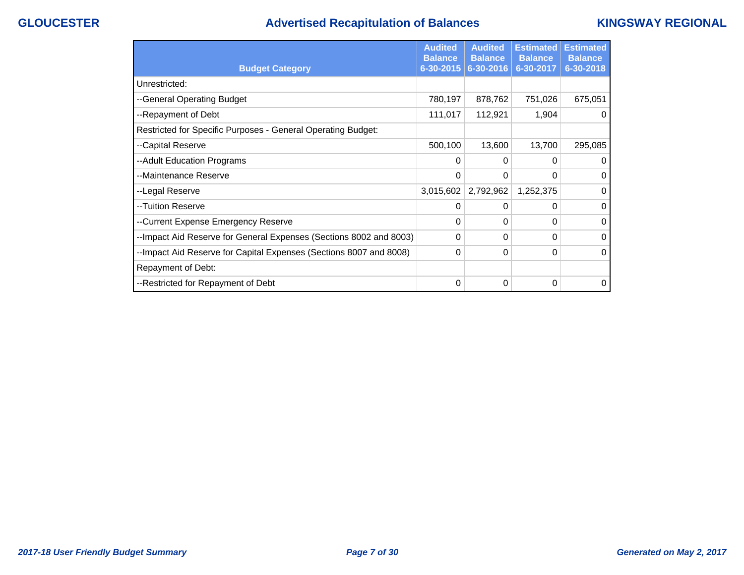# GLOUCESTER — Advertised Recapitulation of Balances — KINGSWAY REGIONAL

| Budget Category | Audited Balance 6-30-2015 | Audited Balance 6-30-2016 | Estimated Balance 6-30-2017 | Estimated Balance 6-30-2018 |
|---|---|---|---|---|
| Unrestricted: | | | | |
| --General Operating Budget | 780,197 | 878,762 | 751,026 | 675,051 |
| --Repayment of Debt | 111,017 | 112,921 | 1,904 | 0 |
| Restricted for Specific Purposes - General Operating Budget: | | | | |
| --Capital Reserve | 500,100 | 13,600 | 13,700 | 295,085 |
| --Adult Education Programs | 0 | 0 | 0 | 0 |
| --Maintenance Reserve | 0 | 0 | 0 | 0 |
| --Legal Reserve | 3,015,602 | 2,792,962 | 1,252,375 | 0 |
| --Tuition Reserve | 0 | 0 | 0 | 0 |
| --Current Expense Emergency Reserve | 0 | 0 | 0 | 0 |
| --Impact Aid Reserve for General Expenses (Sections 8002 and 8003) | 0 | 0 | 0 | 0 |
| --Impact Aid Reserve for Capital Expenses (Sections 8007 and 8008) | 0 | 0 | 0 | 0 |
| Repayment of Debt: | | | | |
| --Restricted for Repayment of Debt | 0 | 0 | 0 | 0 |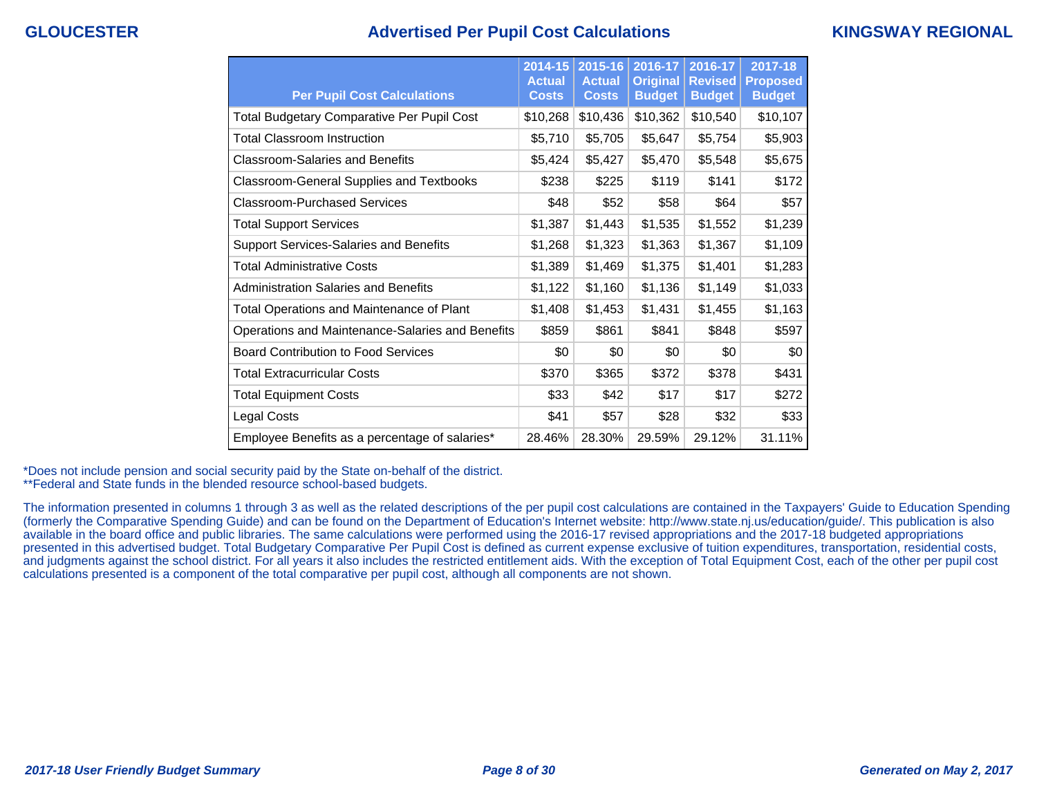# Advertised Per Pupil Cost Calculations

| Per Pupil Cost Calculations | 2014-15 Actual Costs | 2015-16 Actual Costs | 2016-17 Original Budget | 2016-17 Revised Budget | 2017-18 Proposed Budget |
|---|---|---|---|---|---|
| Total Budgetary Comparative Per Pupil Cost | $10,268 | $10,436 | $10,362 | $10,540 | $10,107 |
| Total Classroom Instruction | $5,710 | $5,705 | $5,647 | $5,754 | $5,903 |
| Classroom-Salaries and Benefits | $5,424 | $5,427 | $5,470 | $5,548 | $5,675 |
| Classroom-General Supplies and Textbooks | $238 | $225 | $119 | $141 | $172 |
| Classroom-Purchased Services | $48 | $52 | $58 | $64 | $57 |
| Total Support Services | $1,387 | $1,443 | $1,535 | $1,552 | $1,239 |
| Support Services-Salaries and Benefits | $1,268 | $1,323 | $1,363 | $1,367 | $1,109 |
| Total Administrative Costs | $1,389 | $1,469 | $1,375 | $1,401 | $1,283 |
| Administration Salaries and Benefits | $1,122 | $1,160 | $1,136 | $1,149 | $1,033 |
| Total Operations and Maintenance of Plant | $1,408 | $1,453 | $1,431 | $1,455 | $1,163 |
| Operations and Maintenance-Salaries and Benefits | $859 | $861 | $841 | $848 | $597 |
| Board Contribution to Food Services | $0 | $0 | $0 | $0 | $0 |
| Total Extracurricular Costs | $370 | $365 | $372 | $378 | $431 |
| Total Equipment Costs | $33 | $42 | $17 | $17 | $272 |
| Legal Costs | $41 | $57 | $28 | $32 | $33 |
| Employee Benefits as a percentage of salaries* | 28.46% | 28.30% | 29.59% | 29.12% | 31.11% |

*Does not include pension and social security paid by the State on-behalf of the district.
**Federal and State funds in the blended resource school-based budgets.

The information presented in columns 1 through 3 as well as the related descriptions of the per pupil cost calculations are contained in the Taxpayers' Guide to Education Spending (formerly the Comparative Spending Guide) and can be found on the Department of Education's Internet website: http://www.state.nj.us/education/guide/. This publication is also available in the board office and public libraries. The same calculations were performed using the 2016-17 revised appropriations and the 2017-18 budgeted appropriations presented in this advertised budget. Total Budgetary Comparative Per Pupil Cost is defined as current expense exclusive of tuition expenditures, transportation, residential costs, and judgments against the school district. For all years it also includes the restricted entitlement aids. With the exception of Total Equipment Cost, each of the other per pupil cost calculations presented is a component of the total comparative per pupil cost, although all components are not shown.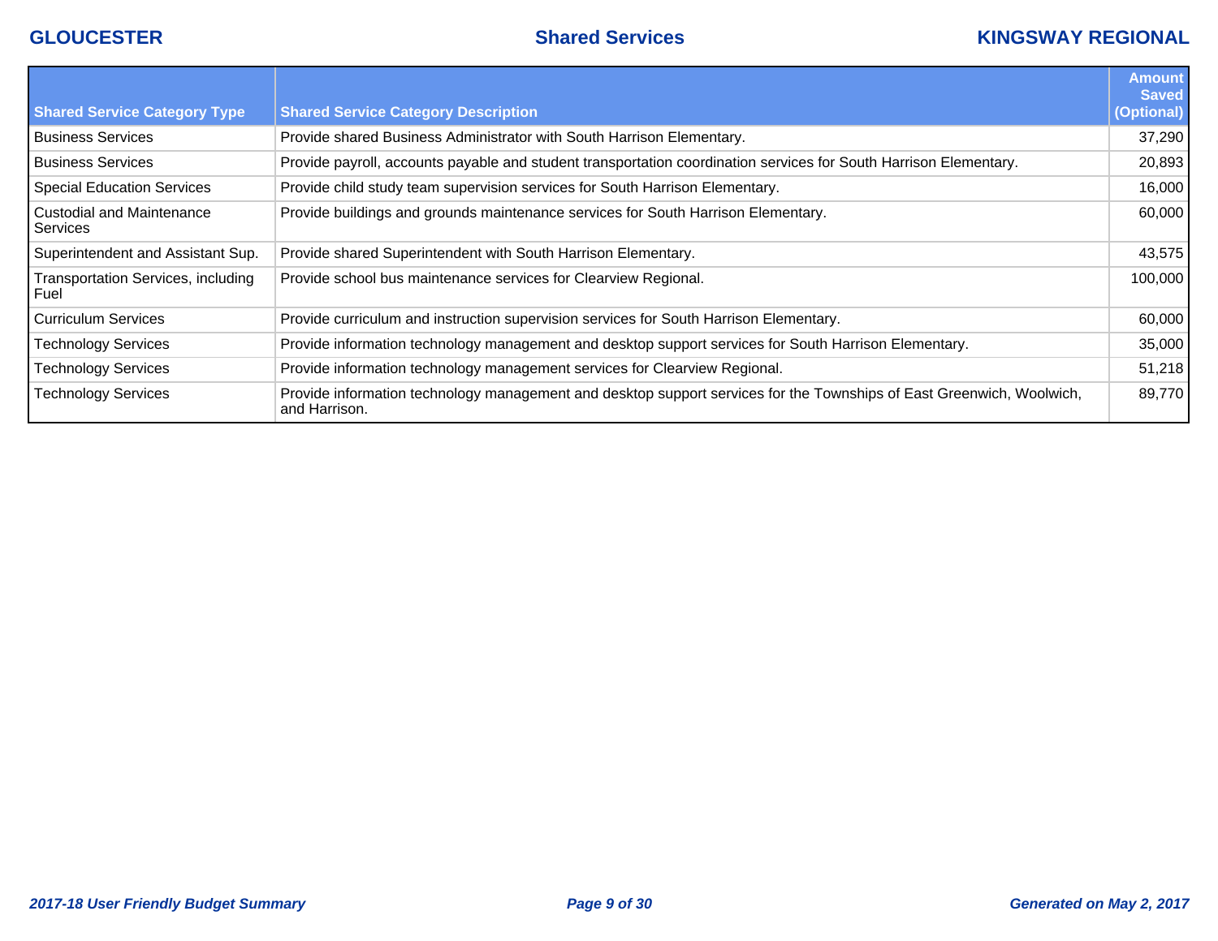| Shared Service Category Type | Shared Service Category Description | Amount Saved (Optional) |
|---|---|---|
| Business Services | Provide shared Business Administrator with South Harrison Elementary. | 37,290 |
| Business Services | Provide payroll, accounts payable and student transportation coordination services for South Harrison Elementary. | 20,893 |
| Special Education Services | Provide child study team supervision services for South Harrison Elementary. | 16,000 |
| Custodial and Maintenance Services | Provide buildings and grounds maintenance services for South Harrison Elementary. | 60,000 |
| Superintendent and Assistant Sup. | Provide shared Superintendent with South Harrison Elementary. | 43,575 |
| Transportation Services, including Fuel | Provide school bus maintenance services for Clearview Regional. | 100,000 |
| Curriculum Services | Provide curriculum and instruction supervision services for South Harrison Elementary. | 60,000 |
| Technology Services | Provide information technology management and desktop support services for South Harrison Elementary. | 35,000 |
| Technology Services | Provide information technology management services for Clearview Regional. | 51,218 |
| Technology Services | Provide information technology management and desktop support services for the Townships of East Greenwich, Woolwich, and Harrison. | 89,770 |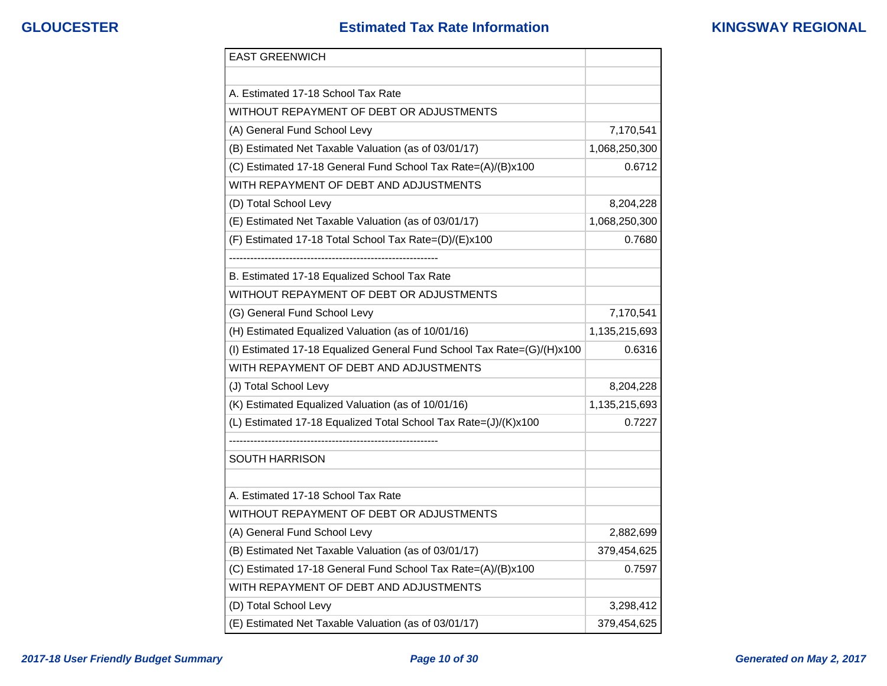| EAST GREENWICH | |
|---|---|
| | |
| A. Estimated 17-18 School Tax Rate | |
| WITHOUT REPAYMENT OF DEBT OR ADJUSTMENTS | |
| (A) General Fund School Levy | 7,170,541 |
| (B) Estimated Net Taxable Valuation (as of 03/01/17) | 1,068,250,300 |
| (C) Estimated 17-18 General Fund School Tax Rate=(A)/(B)x100 | 0.6712 |
| WITH REPAYMENT OF DEBT AND ADJUSTMENTS | |
| (D) Total School Levy | 8,204,228 |
| (E) Estimated Net Taxable Valuation (as of 03/01/17) | 1,068,250,300 |
| (F) Estimated 17-18 Total School Tax Rate=(D)/(E)x100 | 0.7680 |
| ----------------------------------------------------------- | |
| B. Estimated 17-18 Equalized School Tax Rate | |
| WITHOUT REPAYMENT OF DEBT OR ADJUSTMENTS | |
| (G) General Fund School Levy | 7,170,541 |
| (H) Estimated Equalized Valuation (as of 10/01/16) | 1,135,215,693 |
| (I) Estimated 17-18 Equalized General Fund School Tax Rate=(G)/(H)x100 | 0.6316 |
| WITH REPAYMENT OF DEBT AND ADJUSTMENTS | |
| (J) Total School Levy | 8,204,228 |
| (K) Estimated Equalized Valuation (as of 10/01/16) | 1,135,215,693 |
| (L) Estimated 17-18 Equalized Total School Tax Rate=(J)/(K)x100 | 0.7227 |
| ----------------------------------------------------------- | |
| SOUTH HARRISON | |
| | |
| A. Estimated 17-18 School Tax Rate | |
| WITHOUT REPAYMENT OF DEBT OR ADJUSTMENTS | |
| (A) General Fund School Levy | 2,882,699 |
| (B) Estimated Net Taxable Valuation (as of 03/01/17) | 379,454,625 |
| (C) Estimated 17-18 General Fund School Tax Rate=(A)/(B)x100 | 0.7597 |
| WITH REPAYMENT OF DEBT AND ADJUSTMENTS | |
| (D) Total School Levy | 3,298,412 |
| (E) Estimated Net Taxable Valuation (as of 03/01/17) | 379,454,625 |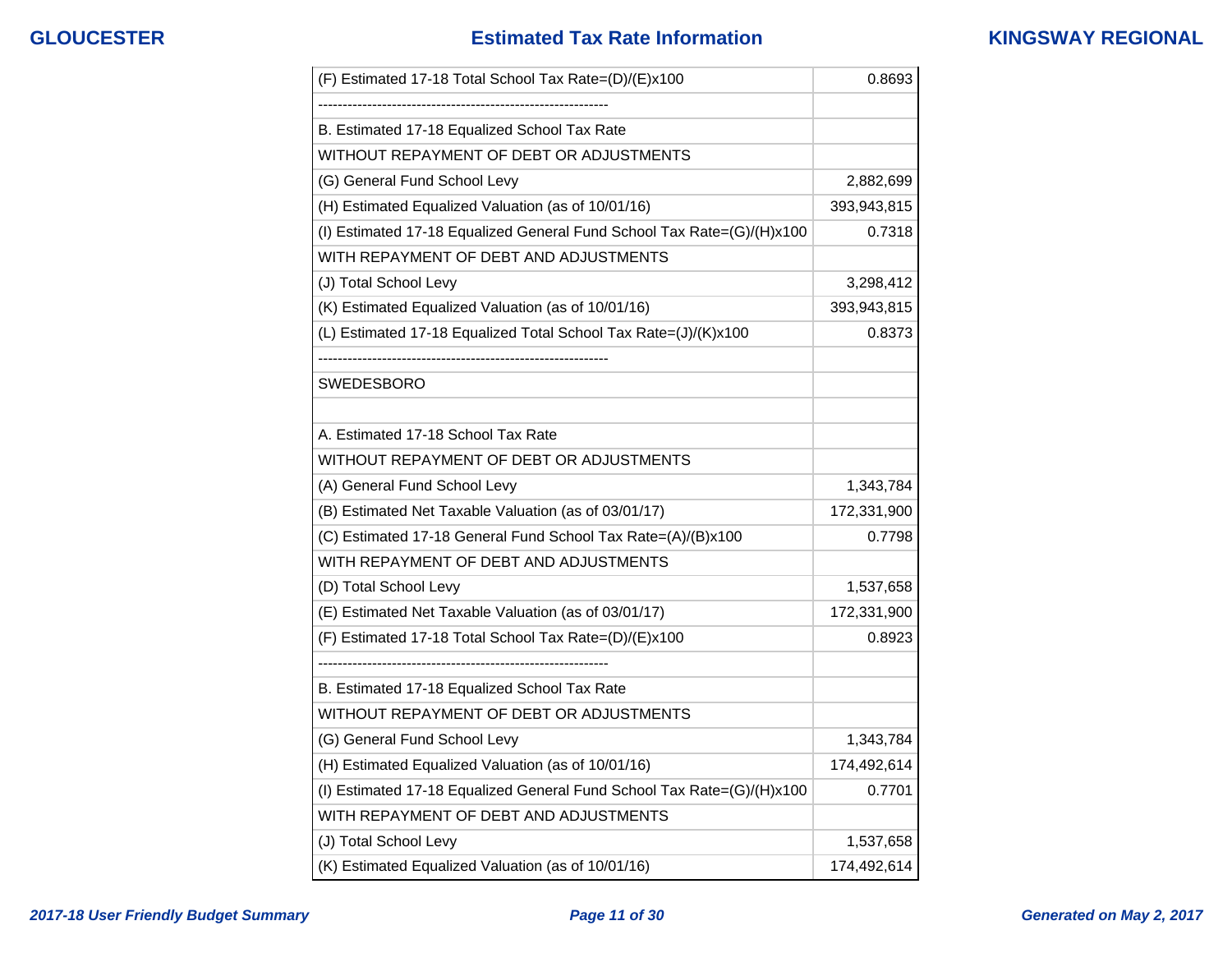| | |
|---|---|
| (F) Estimated 17-18 Total School Tax Rate=(D)/(E)x100 | 0.8693 |
| ------------------------------------------------------------ | |
| B. Estimated 17-18 Equalized School Tax Rate | |
| WITHOUT REPAYMENT OF DEBT OR ADJUSTMENTS | |
| (G) General Fund School Levy | 2,882,699 |
| (H) Estimated Equalized Valuation (as of 10/01/16) | 393,943,815 |
| (I) Estimated 17-18 Equalized General Fund School Tax Rate=(G)/(H)x100 | 0.7318 |
| WITH REPAYMENT OF DEBT AND ADJUSTMENTS | |
| (J) Total School Levy | 3,298,412 |
| (K) Estimated Equalized Valuation (as of 10/01/16) | 393,943,815 |
| (L) Estimated 17-18 Equalized Total School Tax Rate=(J)/(K)x100 | 0.8373 |
| ------------------------------------------------------------ | |
| SWEDESBORO | |
| | |
| A. Estimated 17-18 School Tax Rate | |
| WITHOUT REPAYMENT OF DEBT OR ADJUSTMENTS | |
| (A) General Fund School Levy | 1,343,784 |
| (B) Estimated Net Taxable Valuation (as of 03/01/17) | 172,331,900 |
| (C) Estimated 17-18 General Fund School Tax Rate=(A)/(B)x100 | 0.7798 |
| WITH REPAYMENT OF DEBT AND ADJUSTMENTS | |
| (D) Total School Levy | 1,537,658 |
| (E) Estimated Net Taxable Valuation (as of 03/01/17) | 172,331,900 |
| (F) Estimated 17-18 Total School Tax Rate=(D)/(E)x100 | 0.8923 |
| ------------------------------------------------------------ | |
| B. Estimated 17-18 Equalized School Tax Rate | |
| WITHOUT REPAYMENT OF DEBT OR ADJUSTMENTS | |
| (G) General Fund School Levy | 1,343,784 |
| (H) Estimated Equalized Valuation (as of 10/01/16) | 174,492,614 |
| (I) Estimated 17-18 Equalized General Fund School Tax Rate=(G)/(H)x100 | 0.7701 |
| WITH REPAYMENT OF DEBT AND ADJUSTMENTS | |
| (J) Total School Levy | 1,537,658 |
| (K) Estimated Equalized Valuation (as of 10/01/16) | 174,492,614 |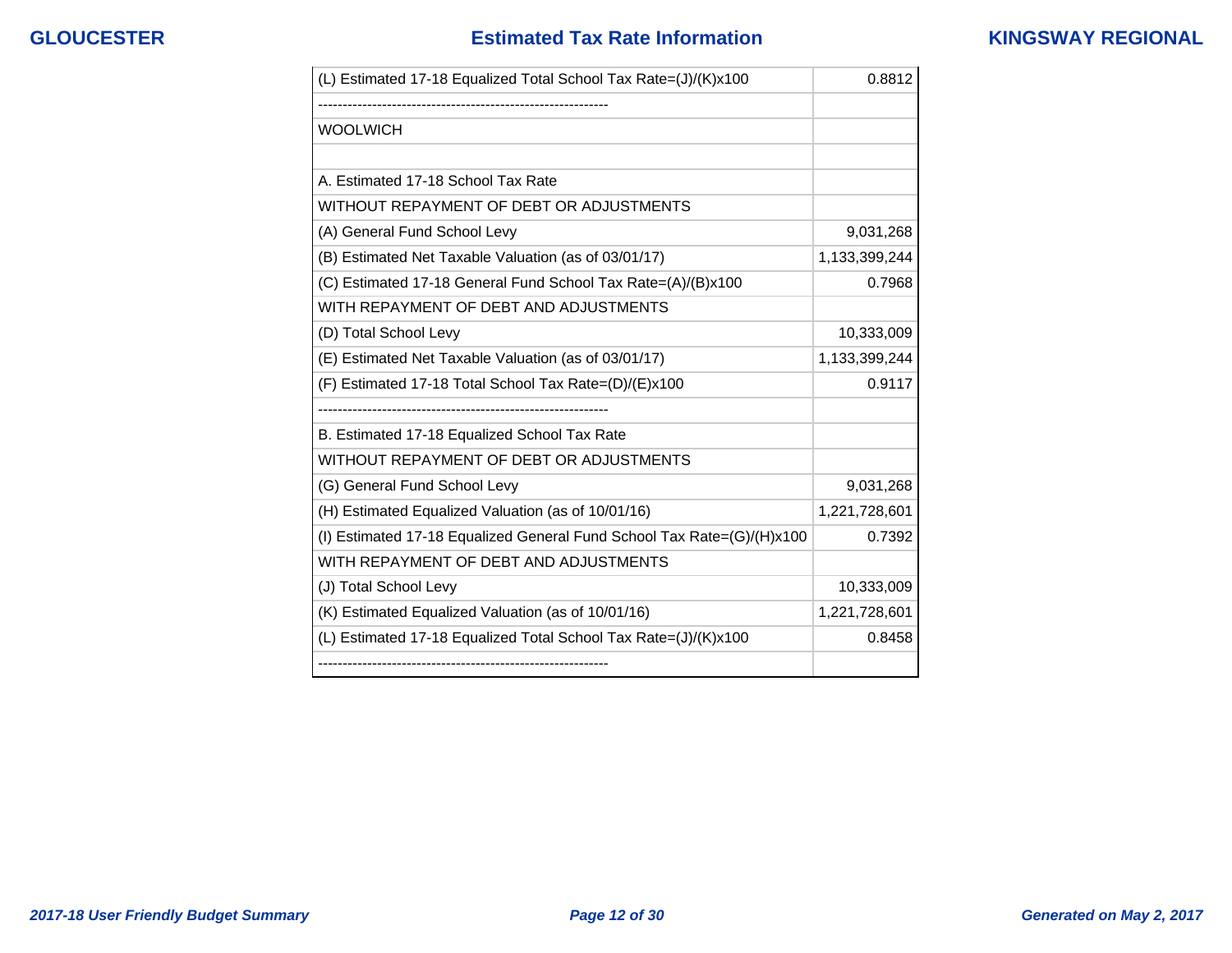## Estimated Tax Rate Information

| | |
|---|---|
| (L) Estimated 17-18 Equalized Total School Tax Rate=(J)/(K)x100 | 0.8812 |
| ----------------------------------------------------------- | |
| WOOLWICH | |
| | |
| A. Estimated 17-18 School Tax Rate | |
| WITHOUT REPAYMENT OF DEBT OR ADJUSTMENTS | |
| (A) General Fund School Levy | 9,031,268 |
| (B) Estimated Net Taxable Valuation (as of 03/01/17) | 1,133,399,244 |
| (C) Estimated 17-18 General Fund School Tax Rate=(A)/(B)x100 | 0.7968 |
| WITH REPAYMENT OF DEBT AND ADJUSTMENTS | |
| (D) Total School Levy | 10,333,009 |
| (E) Estimated Net Taxable Valuation (as of 03/01/17) | 1,133,399,244 |
| (F) Estimated 17-18 Total School Tax Rate=(D)/(E)x100 | 0.9117 |
| ----------------------------------------------------------- | |
| B. Estimated 17-18 Equalized School Tax Rate | |
| WITHOUT REPAYMENT OF DEBT OR ADJUSTMENTS | |
| (G) General Fund School Levy | 9,031,268 |
| (H) Estimated Equalized Valuation (as of 10/01/16) | 1,221,728,601 |
| (I) Estimated 17-18 Equalized General Fund School Tax Rate=(G)/(H)x100 | 0.7392 |
| WITH REPAYMENT OF DEBT AND ADJUSTMENTS | |
| (J) Total School Levy | 10,333,009 |
| (K) Estimated Equalized Valuation (as of 10/01/16) | 1,221,728,601 |
| (L) Estimated 17-18 Equalized Total School Tax Rate=(J)/(K)x100 | 0.8458 |
| ----------------------------------------------------------- | |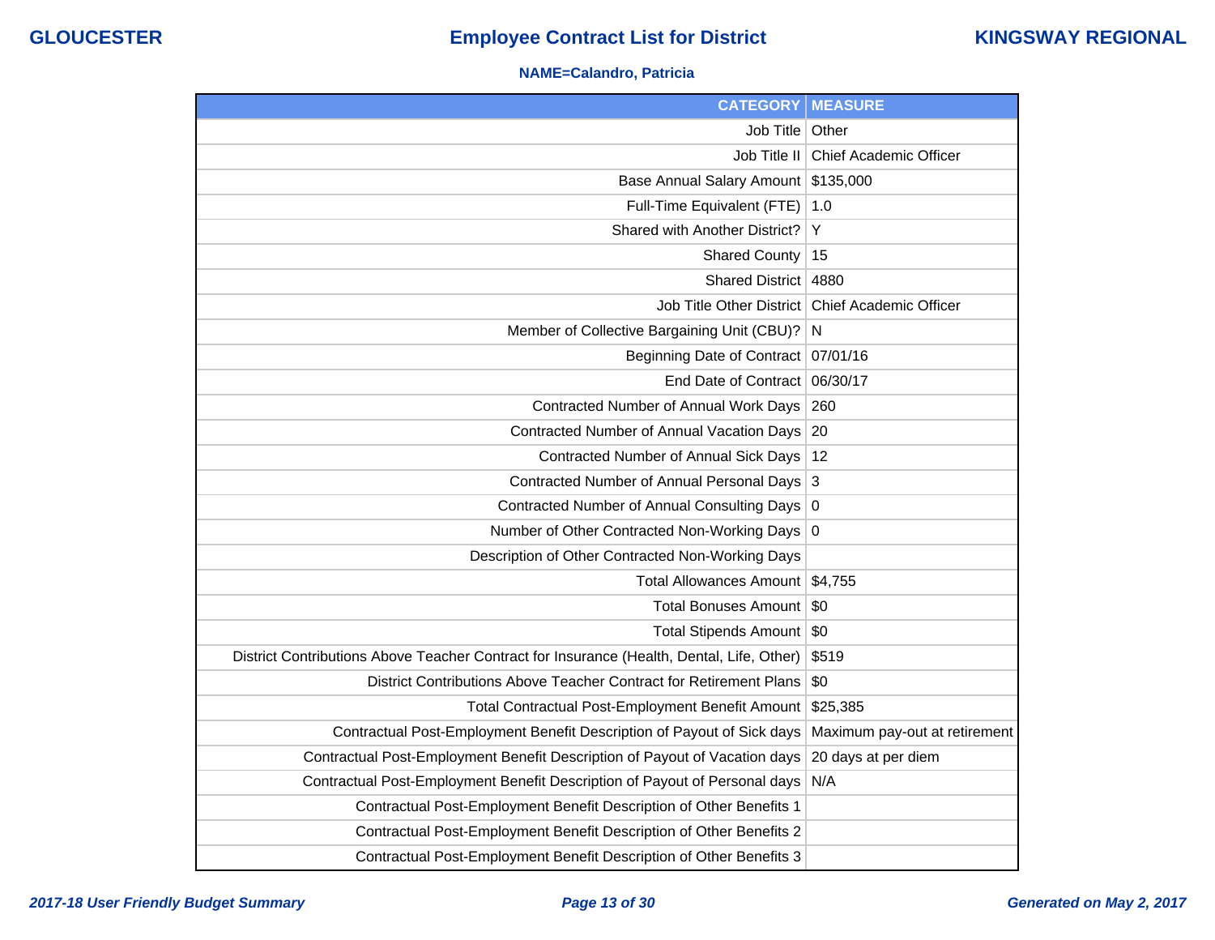**NAME=Calandro, Patricia**

| CATEGORY | MEASURE |
| --- | --- |
| Job Title | Other |
| Job Title II | Chief Academic Officer |
| Base Annual Salary Amount | $135,000 |
| Full-Time Equivalent (FTE) | 1.0 |
| Shared with Another District? | Y |
| Shared County | 15 |
| Shared District | 4880 |
| Job Title Other District | Chief Academic Officer |
| Member of Collective Bargaining Unit (CBU)? | N |
| Beginning Date of Contract | 07/01/16 |
| End Date of Contract | 06/30/17 |
| Contracted Number of Annual Work Days | 260 |
| Contracted Number of Annual Vacation Days | 20 |
| Contracted Number of Annual Sick Days | 12 |
| Contracted Number of Annual Personal Days | 3 |
| Contracted Number of Annual Consulting Days | 0 |
| Number of Other Contracted Non-Working Days | 0 |
| Description of Other Contracted Non-Working Days | |
| Total Allowances Amount | $4,755 |
| Total Bonuses Amount | $0 |
| Total Stipends Amount | $0 |
| District Contributions Above Teacher Contract for Insurance (Health, Dental, Life, Other) | $519 |
| District Contributions Above Teacher Contract for Retirement Plans | $0 |
| Total Contractual Post-Employment Benefit Amount | $25,385 |
| Contractual Post-Employment Benefit Description of Payout of Sick days | Maximum pay-out at retirement |
| Contractual Post-Employment Benefit Description of Payout of Vacation days | 20 days at per diem |
| Contractual Post-Employment Benefit Description of Payout of Personal days | N/A |
| Contractual Post-Employment Benefit Description of Other Benefits 1 | |
| Contractual Post-Employment Benefit Description of Other Benefits 2 | |
| Contractual Post-Employment Benefit Description of Other Benefits 3 | |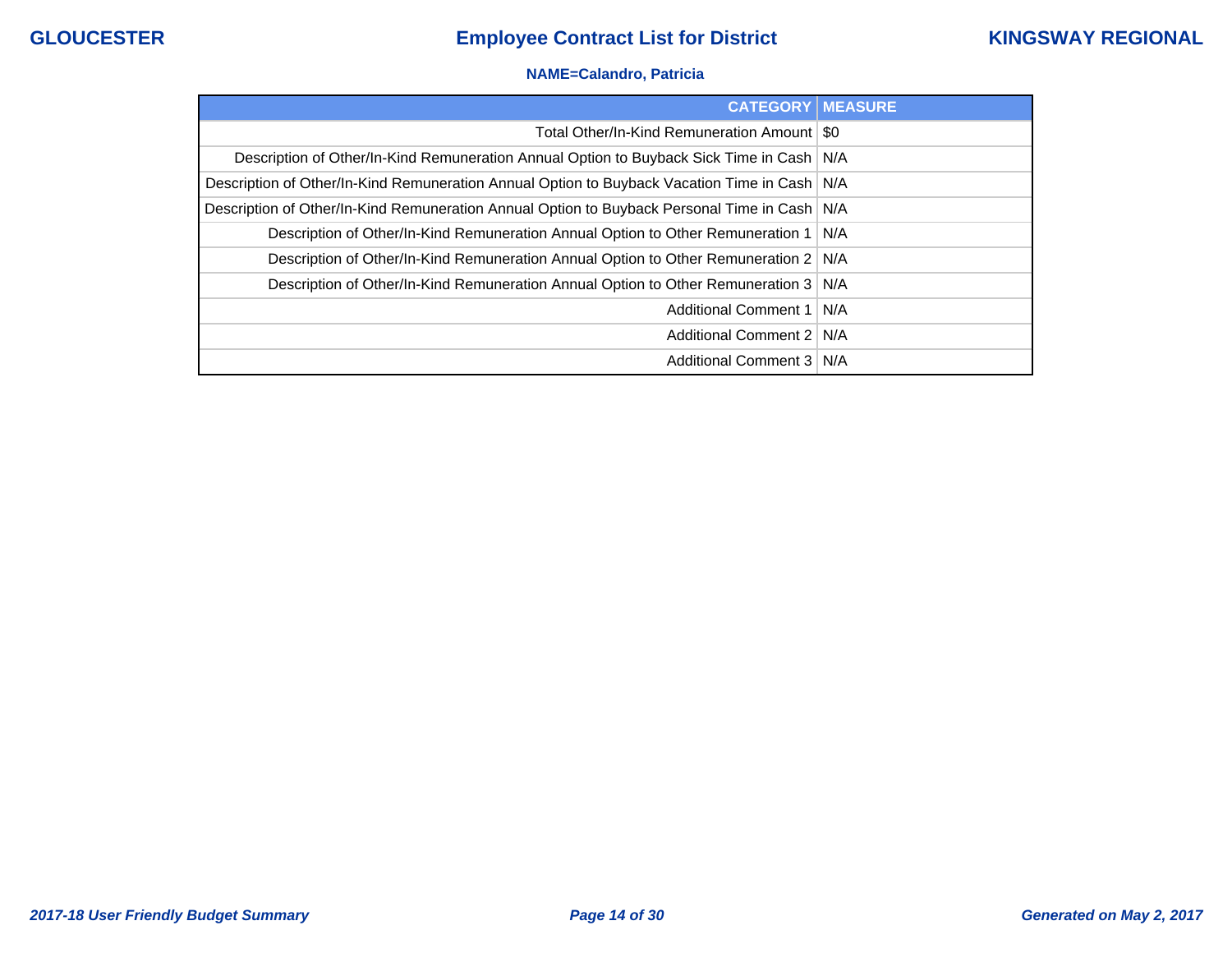**NAME=Calandro, Patricia**

| CATEGORY | MEASURE |
|---:|---|
| Total Other/In-Kind Remuneration Amount | $0 |
| Description of Other/In-Kind Remuneration Annual Option to Buyback Sick Time in Cash | N/A |
| Description of Other/In-Kind Remuneration Annual Option to Buyback Vacation Time in Cash | N/A |
| Description of Other/In-Kind Remuneration Annual Option to Buyback Personal Time in Cash | N/A |
| Description of Other/In-Kind Remuneration Annual Option to Other Remuneration 1 | N/A |
| Description of Other/In-Kind Remuneration Annual Option to Other Remuneration 2 | N/A |
| Description of Other/In-Kind Remuneration Annual Option to Other Remuneration 3 | N/A |
| Additional Comment 1 | N/A |
| Additional Comment 2 | N/A |
| Additional Comment 3 | N/A |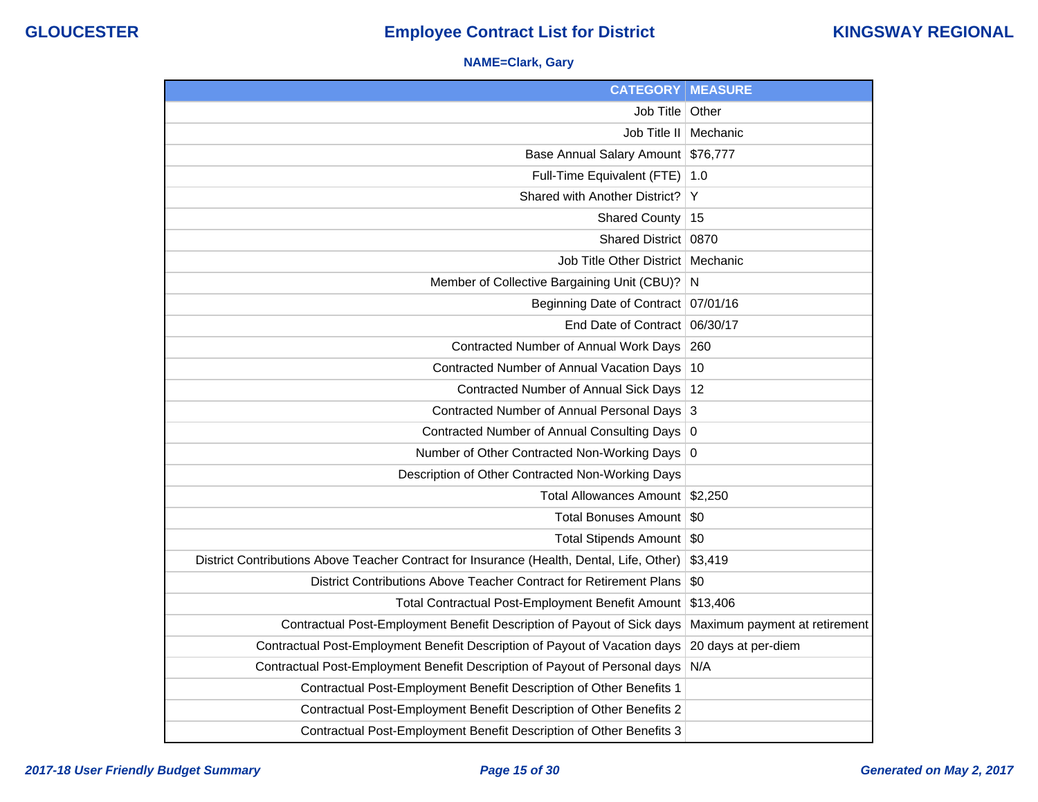## Employee Contract List for District

**GLOUCESTER** — **KINGSWAY REGIONAL**

**NAME=Clark, Gary**

| CATEGORY | MEASURE |
|---:|---|
| Job Title | Other |
| Job Title II | Mechanic |
| Base Annual Salary Amount | $76,777 |
| Full-Time Equivalent (FTE) | 1.0 |
| Shared with Another District? | Y |
| Shared County | 15 |
| Shared District | 0870 |
| Job Title Other District | Mechanic |
| Member of Collective Bargaining Unit (CBU)? | N |
| Beginning Date of Contract | 07/01/16 |
| End Date of Contract | 06/30/17 |
| Contracted Number of Annual Work Days | 260 |
| Contracted Number of Annual Vacation Days | 10 |
| Contracted Number of Annual Sick Days | 12 |
| Contracted Number of Annual Personal Days | 3 |
| Contracted Number of Annual Consulting Days | 0 |
| Number of Other Contracted Non-Working Days | 0 |
| Description of Other Contracted Non-Working Days | |
| Total Allowances Amount | $2,250 |
| Total Bonuses Amount | $0 |
| Total Stipends Amount | $0 |
| District Contributions Above Teacher Contract for Insurance (Health, Dental, Life, Other) | $3,419 |
| District Contributions Above Teacher Contract for Retirement Plans | $0 |
| Total Contractual Post-Employment Benefit Amount | $13,406 |
| Contractual Post-Employment Benefit Description of Payout of Sick days | Maximum payment at retirement |
| Contractual Post-Employment Benefit Description of Payout of Vacation days | 20 days at per-diem |
| Contractual Post-Employment Benefit Description of Payout of Personal days | N/A |
| Contractual Post-Employment Benefit Description of Other Benefits 1 | |
| Contractual Post-Employment Benefit Description of Other Benefits 2 | |
| Contractual Post-Employment Benefit Description of Other Benefits 3 | |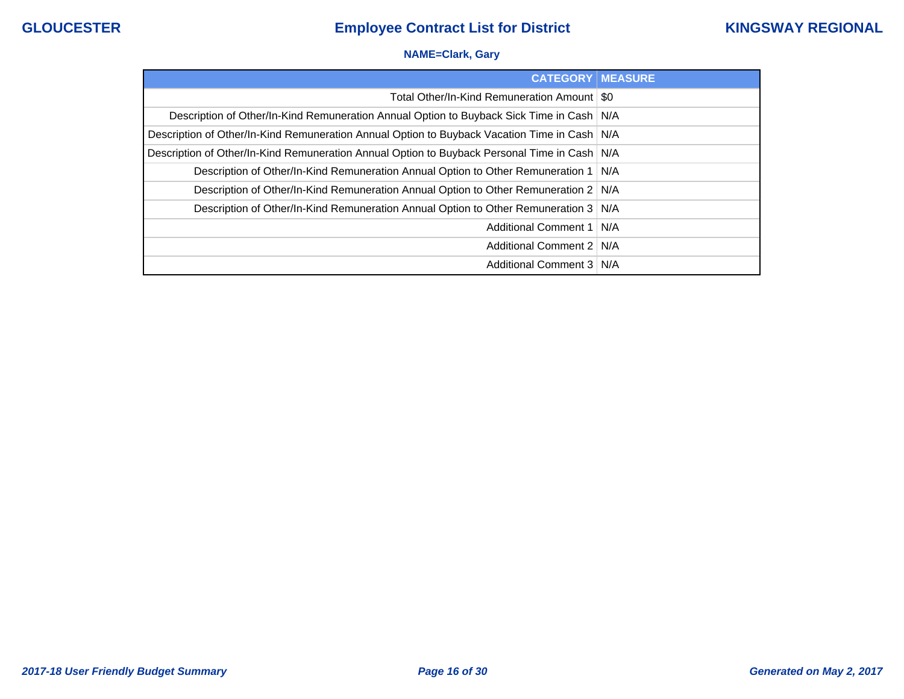**NAME=Clark, Gary**

| CATEGORY | MEASURE |
|---|---|
| Total Other/In-Kind Remuneration Amount | $0 |
| Description of Other/In-Kind Remuneration Annual Option to Buyback Sick Time in Cash | N/A |
| Description of Other/In-Kind Remuneration Annual Option to Buyback Vacation Time in Cash | N/A |
| Description of Other/In-Kind Remuneration Annual Option to Buyback Personal Time in Cash | N/A |
| Description of Other/In-Kind Remuneration Annual Option to Other Remuneration 1 | N/A |
| Description of Other/In-Kind Remuneration Annual Option to Other Remuneration 2 | N/A |
| Description of Other/In-Kind Remuneration Annual Option to Other Remuneration 3 | N/A |
| Additional Comment 1 | N/A |
| Additional Comment 2 | N/A |
| Additional Comment 3 | N/A |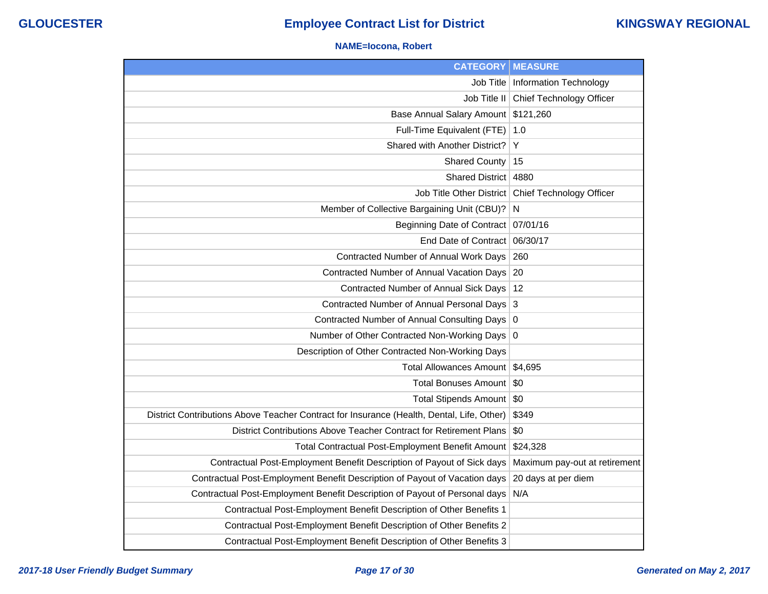**NAME=Iocona, Robert**

| CATEGORY | MEASURE |
|---|---|
| Job Title | Information Technology |
| Job Title II | Chief Technology Officer |
| Base Annual Salary Amount | $121,260 |
| Full-Time Equivalent (FTE) | 1.0 |
| Shared with Another District? | Y |
| Shared County | 15 |
| Shared District | 4880 |
| Job Title Other District | Chief Technology Officer |
| Member of Collective Bargaining Unit (CBU)? | N |
| Beginning Date of Contract | 07/01/16 |
| End Date of Contract | 06/30/17 |
| Contracted Number of Annual Work Days | 260 |
| Contracted Number of Annual Vacation Days | 20 |
| Contracted Number of Annual Sick Days | 12 |
| Contracted Number of Annual Personal Days | 3 |
| Contracted Number of Annual Consulting Days | 0 |
| Number of Other Contracted Non-Working Days | 0 |
| Description of Other Contracted Non-Working Days | |
| Total Allowances Amount | $4,695 |
| Total Bonuses Amount | $0 |
| Total Stipends Amount | $0 |
| District Contributions Above Teacher Contract for Insurance (Health, Dental, Life, Other) | $349 |
| District Contributions Above Teacher Contract for Retirement Plans | $0 |
| Total Contractual Post-Employment Benefit Amount | $24,328 |
| Contractual Post-Employment Benefit Description of Payout of Sick days | Maximum pay-out at retirement |
| Contractual Post-Employment Benefit Description of Payout of Vacation days | 20 days at per diem |
| Contractual Post-Employment Benefit Description of Payout of Personal days | N/A |
| Contractual Post-Employment Benefit Description of Other Benefits 1 | |
| Contractual Post-Employment Benefit Description of Other Benefits 2 | |
| Contractual Post-Employment Benefit Description of Other Benefits 3 | |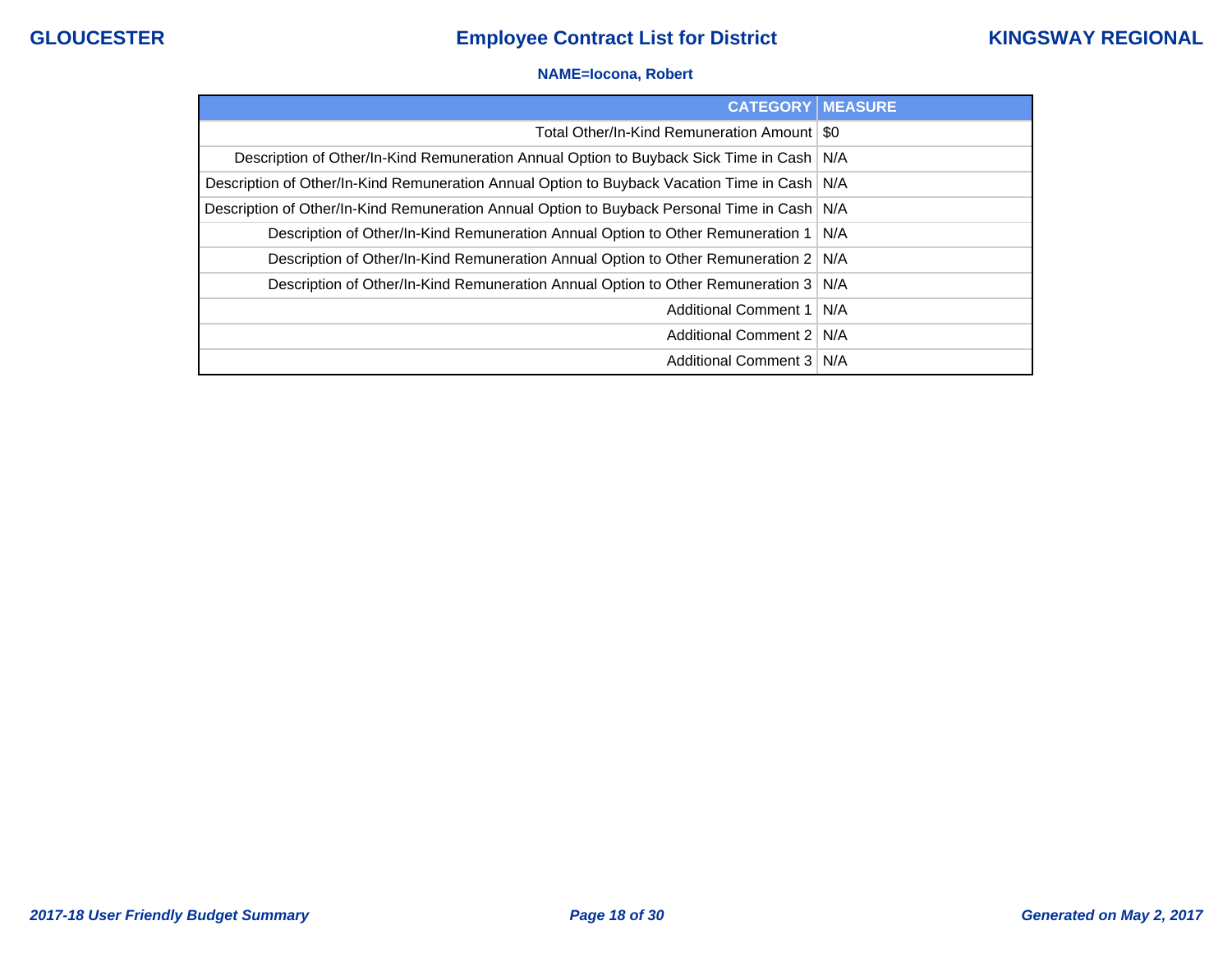**NAME=Iocona, Robert**

| CATEGORY | MEASURE |
|---|---|
| Total Other/In-Kind Remuneration Amount | $0 |
| Description of Other/In-Kind Remuneration Annual Option to Buyback Sick Time in Cash | N/A |
| Description of Other/In-Kind Remuneration Annual Option to Buyback Vacation Time in Cash | N/A |
| Description of Other/In-Kind Remuneration Annual Option to Buyback Personal Time in Cash | N/A |
| Description of Other/In-Kind Remuneration Annual Option to Other Remuneration 1 | N/A |
| Description of Other/In-Kind Remuneration Annual Option to Other Remuneration 2 | N/A |
| Description of Other/In-Kind Remuneration Annual Option to Other Remuneration 3 | N/A |
| Additional Comment 1 | N/A |
| Additional Comment 2 | N/A |
| Additional Comment 3 | N/A |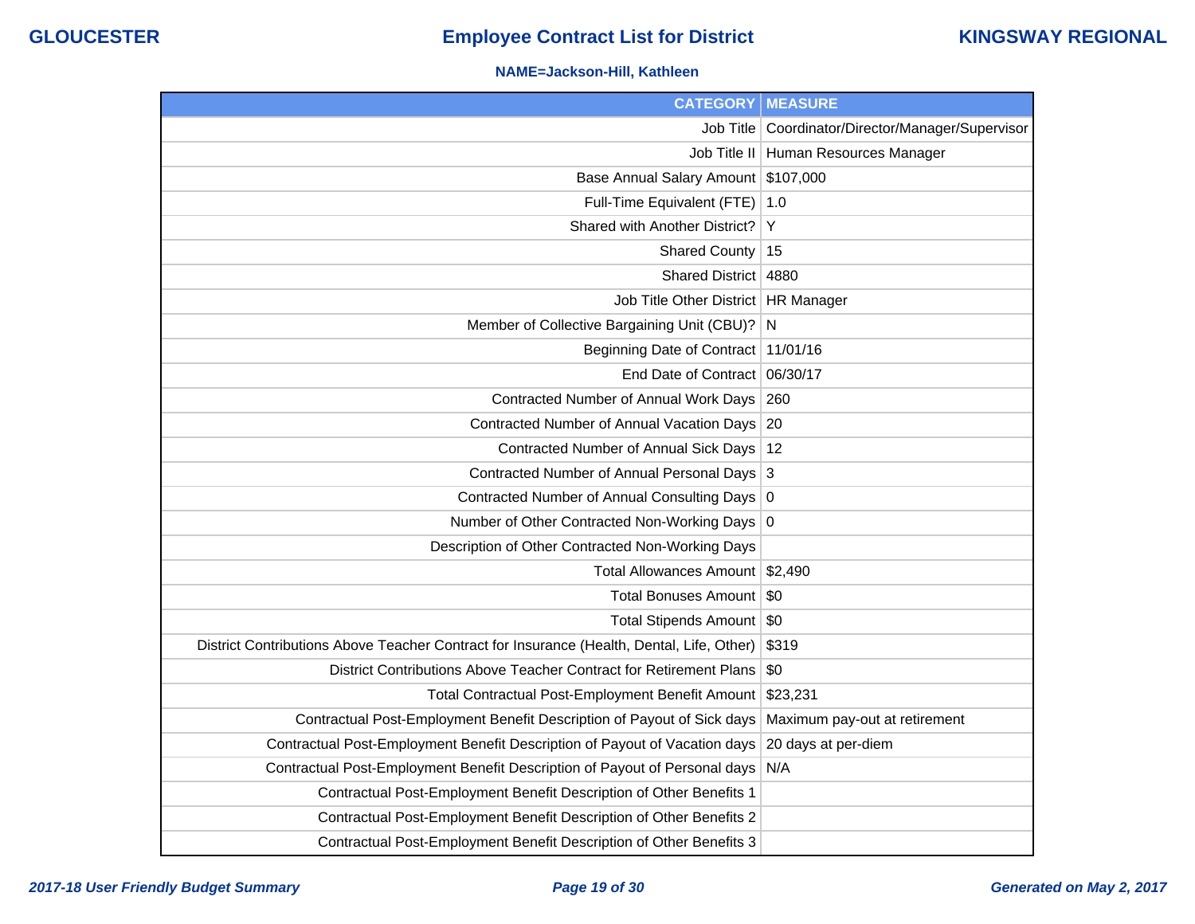# Employee Contract List for District

**GLOUCESTER** | **KINGSWAY REGIONAL**

**NAME=Jackson-Hill, Kathleen**

| CATEGORY | MEASURE |
|---|---|
| Job Title | Coordinator/Director/Manager/Supervisor |
| Job Title II | Human Resources Manager |
| Base Annual Salary Amount | $107,000 |
| Full-Time Equivalent (FTE) | 1.0 |
| Shared with Another District? | Y |
| Shared County | 15 |
| Shared District | 4880 |
| Job Title Other District | HR Manager |
| Member of Collective Bargaining Unit (CBU)? | N |
| Beginning Date of Contract | 11/01/16 |
| End Date of Contract | 06/30/17 |
| Contracted Number of Annual Work Days | 260 |
| Contracted Number of Annual Vacation Days | 20 |
| Contracted Number of Annual Sick Days | 12 |
| Contracted Number of Annual Personal Days | 3 |
| Contracted Number of Annual Consulting Days | 0 |
| Number of Other Contracted Non-Working Days | 0 |
| Description of Other Contracted Non-Working Days | |
| Total Allowances Amount | $2,490 |
| Total Bonuses Amount | $0 |
| Total Stipends Amount | $0 |
| District Contributions Above Teacher Contract for Insurance (Health, Dental, Life, Other) | $319 |
| District Contributions Above Teacher Contract for Retirement Plans | $0 |
| Total Contractual Post-Employment Benefit Amount | $23,231 |
| Contractual Post-Employment Benefit Description of Payout of Sick days | Maximum pay-out at retirement |
| Contractual Post-Employment Benefit Description of Payout of Vacation days | 20 days at per-diem |
| Contractual Post-Employment Benefit Description of Payout of Personal days | N/A |
| Contractual Post-Employment Benefit Description of Other Benefits 1 | |
| Contractual Post-Employment Benefit Description of Other Benefits 2 | |
| Contractual Post-Employment Benefit Description of Other Benefits 3 | |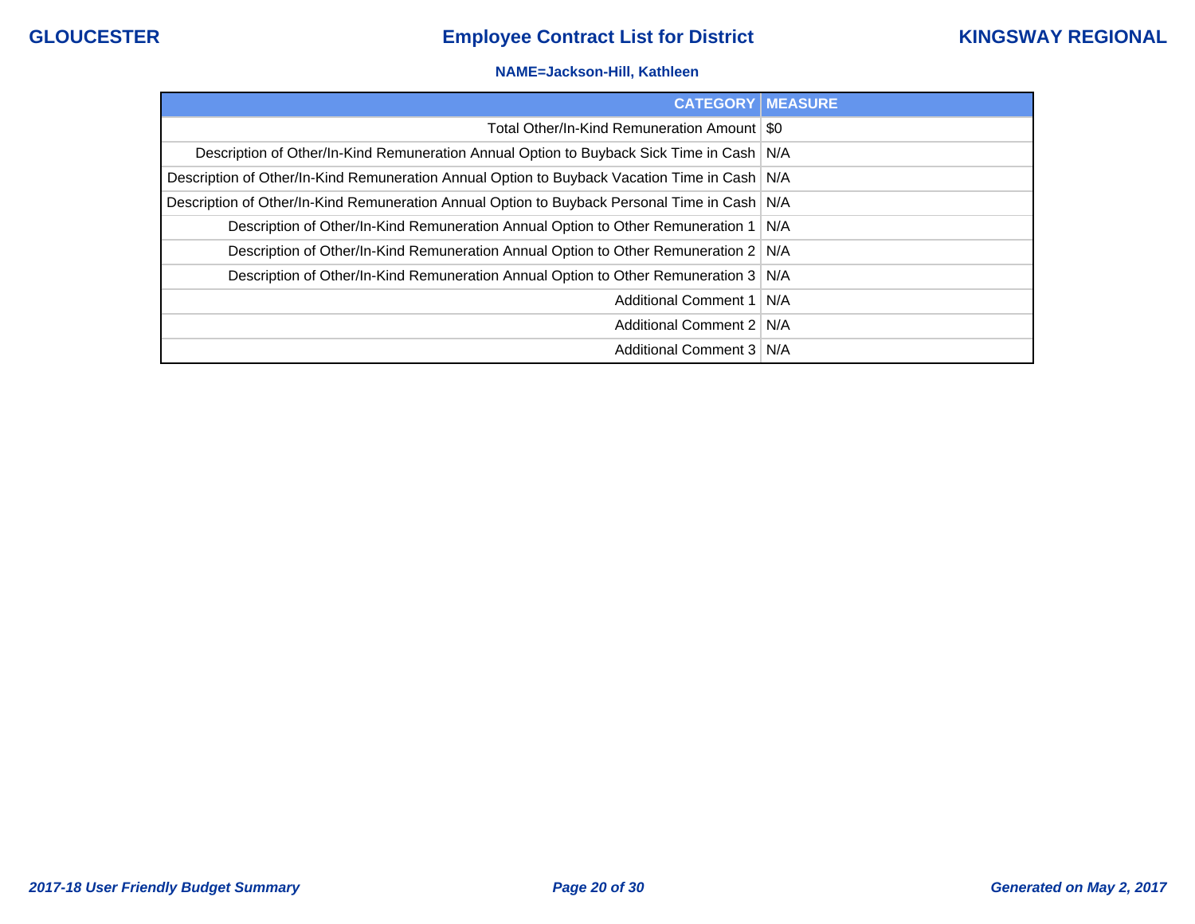**NAME=Jackson-Hill, Kathleen**

| CATEGORY | MEASURE |
|---|---|
| Total Other/In-Kind Remuneration Amount | $0 |
| Description of Other/In-Kind Remuneration Annual Option to Buyback Sick Time in Cash | N/A |
| Description of Other/In-Kind Remuneration Annual Option to Buyback Vacation Time in Cash | N/A |
| Description of Other/In-Kind Remuneration Annual Option to Buyback Personal Time in Cash | N/A |
| Description of Other/In-Kind Remuneration Annual Option to Other Remuneration 1 | N/A |
| Description of Other/In-Kind Remuneration Annual Option to Other Remuneration 2 | N/A |
| Description of Other/In-Kind Remuneration Annual Option to Other Remuneration 3 | N/A |
| Additional Comment 1 | N/A |
| Additional Comment 2 | N/A |
| Additional Comment 3 | N/A |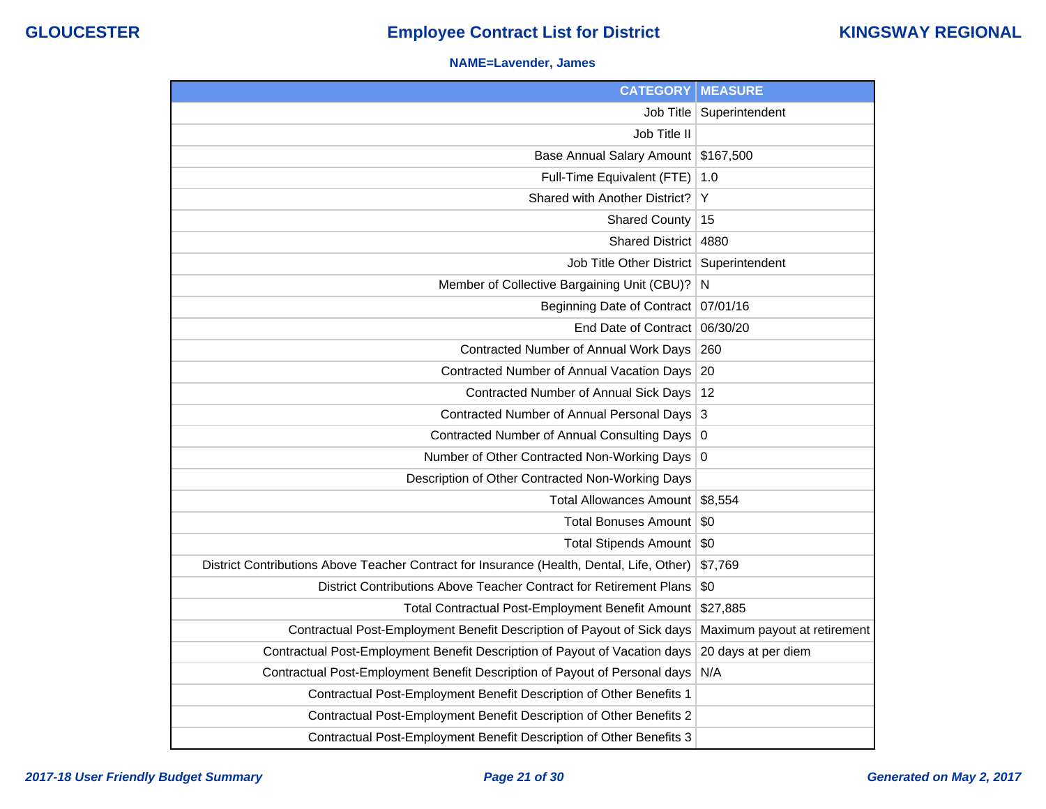GLOUCESTER

# Employee Contract List for District

KINGSWAY REGIONAL

**NAME=Lavender, James**

| CATEGORY | MEASURE |
|---|---|
| Job Title | Superintendent |
| Job Title II | |
| Base Annual Salary Amount | $167,500 |
| Full-Time Equivalent (FTE) | 1.0 |
| Shared with Another District? | Y |
| Shared County | 15 |
| Shared District | 4880 |
| Job Title Other District | Superintendent |
| Member of Collective Bargaining Unit (CBU)? | N |
| Beginning Date of Contract | 07/01/16 |
| End Date of Contract | 06/30/20 |
| Contracted Number of Annual Work Days | 260 |
| Contracted Number of Annual Vacation Days | 20 |
| Contracted Number of Annual Sick Days | 12 |
| Contracted Number of Annual Personal Days | 3 |
| Contracted Number of Annual Consulting Days | 0 |
| Number of Other Contracted Non-Working Days | 0 |
| Description of Other Contracted Non-Working Days | |
| Total Allowances Amount | $8,554 |
| Total Bonuses Amount | $0 |
| Total Stipends Amount | $0 |
| District Contributions Above Teacher Contract for Insurance (Health, Dental, Life, Other) | $7,769 |
| District Contributions Above Teacher Contract for Retirement Plans | $0 |
| Total Contractual Post-Employment Benefit Amount | $27,885 |
| Contractual Post-Employment Benefit Description of Payout of Sick days | Maximum payout at retirement |
| Contractual Post-Employment Benefit Description of Payout of Vacation days | 20 days at per diem |
| Contractual Post-Employment Benefit Description of Payout of Personal days | N/A |
| Contractual Post-Employment Benefit Description of Other Benefits 1 | |
| Contractual Post-Employment Benefit Description of Other Benefits 2 | |
| Contractual Post-Employment Benefit Description of Other Benefits 3 | |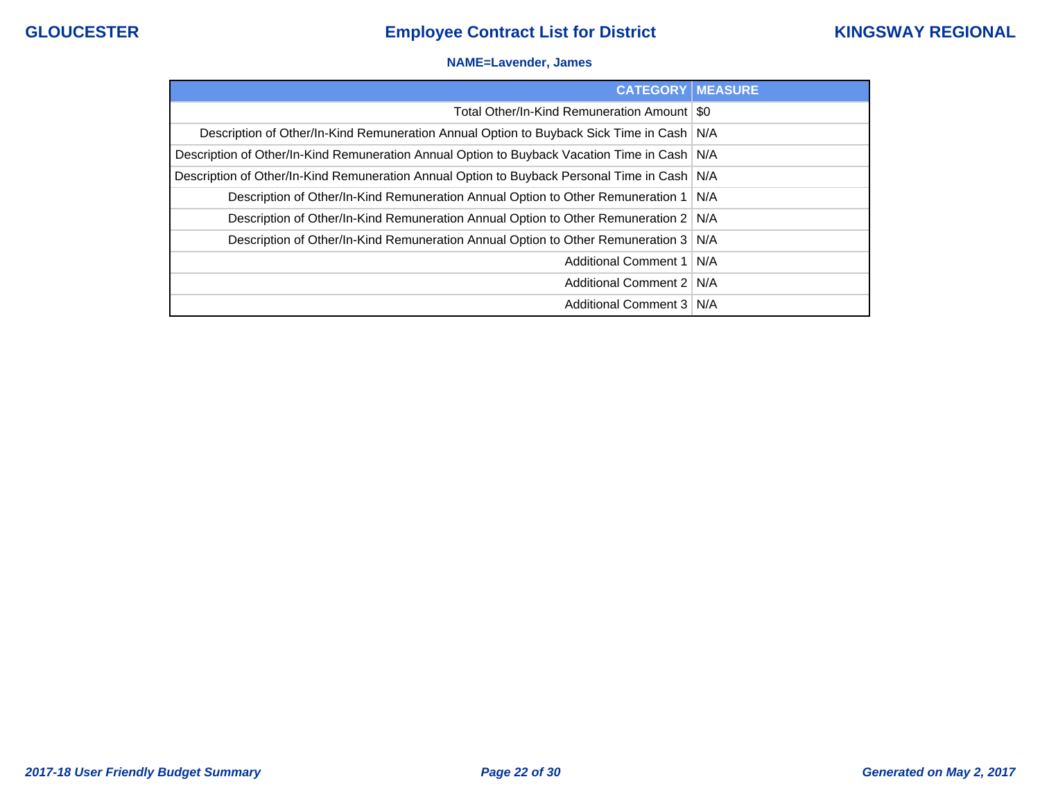**NAME=Lavender, James**

| CATEGORY | MEASURE |
|---|---|
| Total Other/In-Kind Remuneration Amount | $0 |
| Description of Other/In-Kind Remuneration Annual Option to Buyback Sick Time in Cash | N/A |
| Description of Other/In-Kind Remuneration Annual Option to Buyback Vacation Time in Cash | N/A |
| Description of Other/In-Kind Remuneration Annual Option to Buyback Personal Time in Cash | N/A |
| Description of Other/In-Kind Remuneration Annual Option to Other Remuneration 1 | N/A |
| Description of Other/In-Kind Remuneration Annual Option to Other Remuneration 2 | N/A |
| Description of Other/In-Kind Remuneration Annual Option to Other Remuneration 3 | N/A |
| Additional Comment 1 | N/A |
| Additional Comment 2 | N/A |
| Additional Comment 3 | N/A |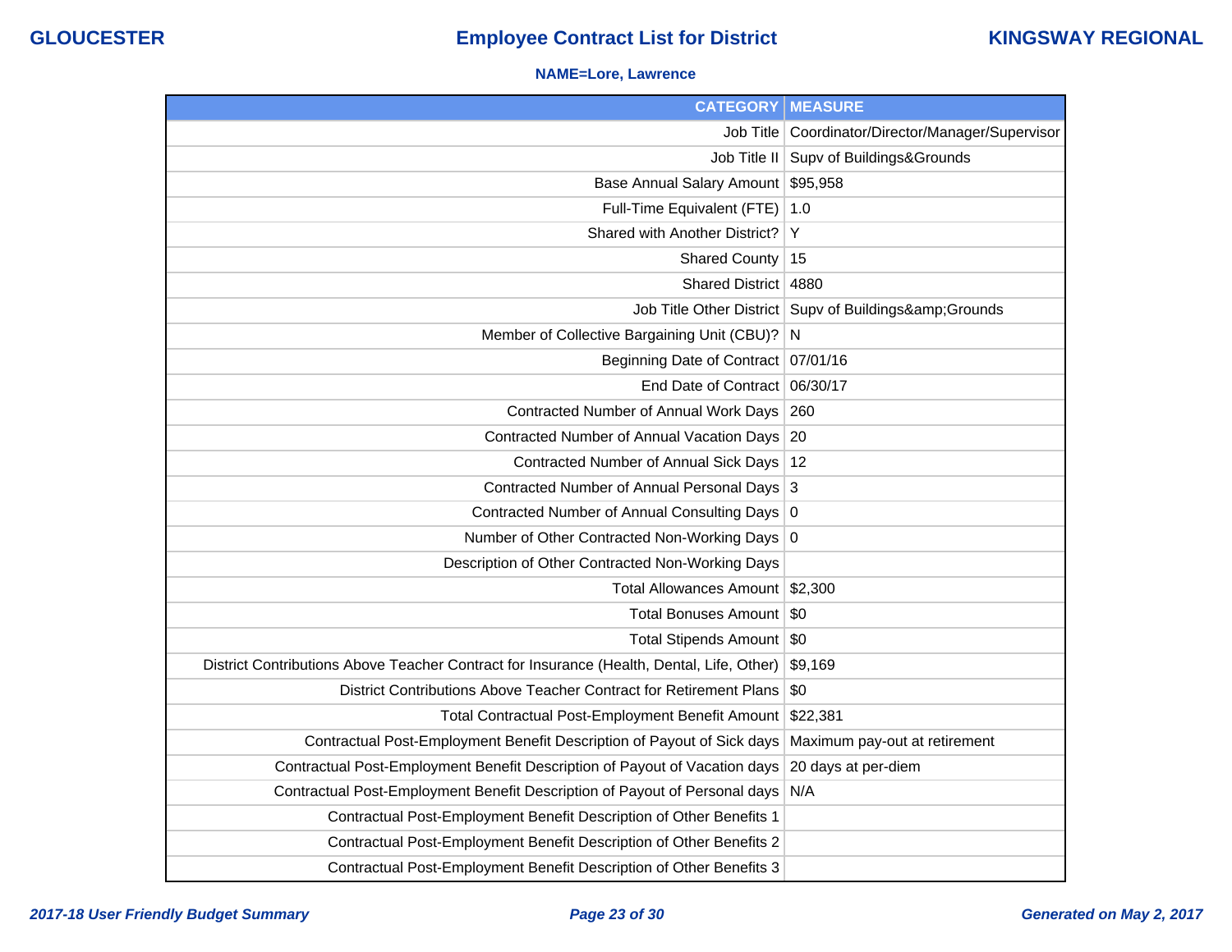**NAME=Lore, Lawrence**

| CATEGORY | MEASURE |
|---|---|
| Job Title | Coordinator/Director/Manager/Supervisor |
| Job Title II | Supv of Buildings&Grounds |
| Base Annual Salary Amount | $95,958 |
| Full-Time Equivalent (FTE) | 1.0 |
| Shared with Another District? | Y |
| Shared County | 15 |
| Shared District | 4880 |
| Job Title Other District | Supv of Buildings&amp;Grounds |
| Member of Collective Bargaining Unit (CBU)? | N |
| Beginning Date of Contract | 07/01/16 |
| End Date of Contract | 06/30/17 |
| Contracted Number of Annual Work Days | 260 |
| Contracted Number of Annual Vacation Days | 20 |
| Contracted Number of Annual Sick Days | 12 |
| Contracted Number of Annual Personal Days | 3 |
| Contracted Number of Annual Consulting Days | 0 |
| Number of Other Contracted Non-Working Days | 0 |
| Description of Other Contracted Non-Working Days | |
| Total Allowances Amount | $2,300 |
| Total Bonuses Amount | $0 |
| Total Stipends Amount | $0 |
| District Contributions Above Teacher Contract for Insurance (Health, Dental, Life, Other) | $9,169 |
| District Contributions Above Teacher Contract for Retirement Plans | $0 |
| Total Contractual Post-Employment Benefit Amount | $22,381 |
| Contractual Post-Employment Benefit Description of Payout of Sick days | Maximum pay-out at retirement |
| Contractual Post-Employment Benefit Description of Payout of Vacation days | 20 days at per-diem |
| Contractual Post-Employment Benefit Description of Payout of Personal days | N/A |
| Contractual Post-Employment Benefit Description of Other Benefits 1 | |
| Contractual Post-Employment Benefit Description of Other Benefits 2 | |
| Contractual Post-Employment Benefit Description of Other Benefits 3 | |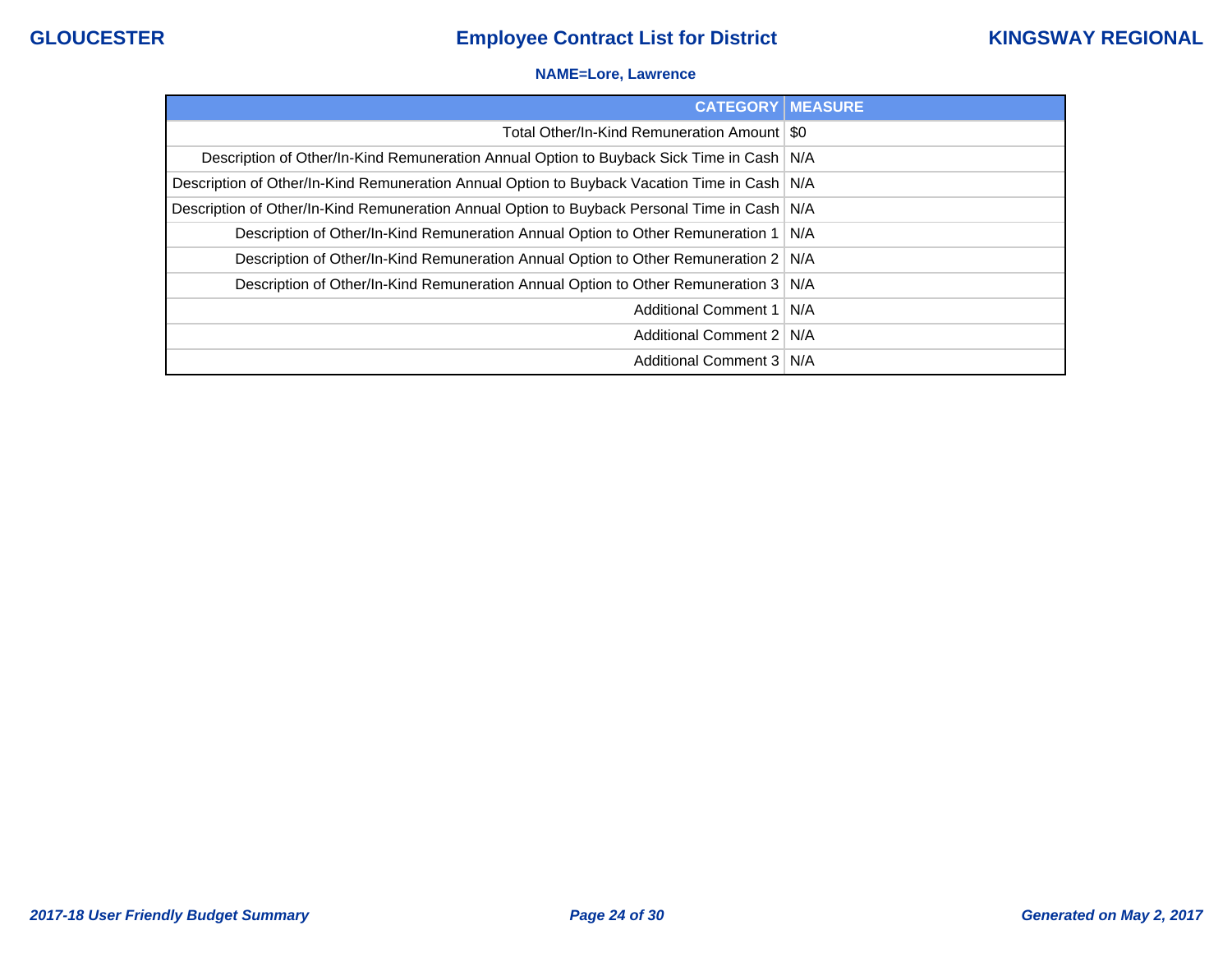**NAME=Lore, Lawrence**

| CATEGORY | MEASURE |
|---|---|
| Total Other/In-Kind Remuneration Amount | $0 |
| Description of Other/In-Kind Remuneration Annual Option to Buyback Sick Time in Cash | N/A |
| Description of Other/In-Kind Remuneration Annual Option to Buyback Vacation Time in Cash | N/A |
| Description of Other/In-Kind Remuneration Annual Option to Buyback Personal Time in Cash | N/A |
| Description of Other/In-Kind Remuneration Annual Option to Other Remuneration 1 | N/A |
| Description of Other/In-Kind Remuneration Annual Option to Other Remuneration 2 | N/A |
| Description of Other/In-Kind Remuneration Annual Option to Other Remuneration 3 | N/A |
| Additional Comment 1 | N/A |
| Additional Comment 2 | N/A |
| Additional Comment 3 | N/A |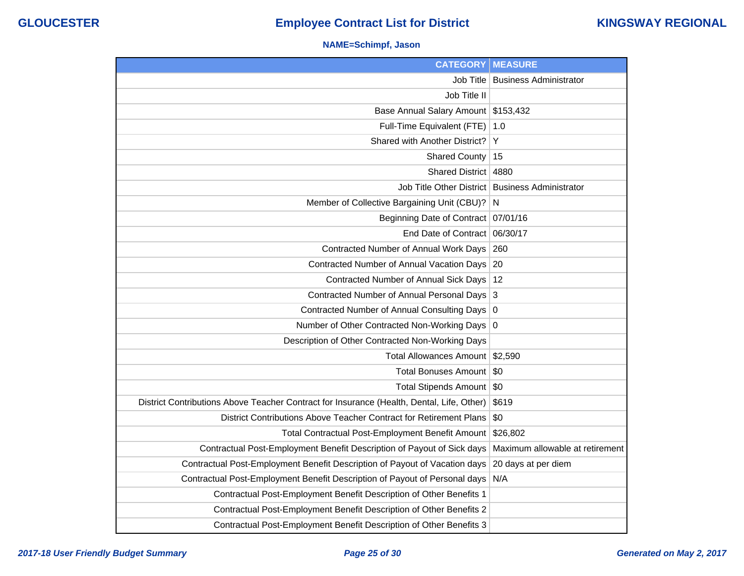**NAME=Schimpf, Jason**

| CATEGORY | MEASURE |
|---|---|
| Job Title | Business Administrator |
| Job Title II | |
| Base Annual Salary Amount | $153,432 |
| Full-Time Equivalent (FTE) | 1.0 |
| Shared with Another District? | Y |
| Shared County | 15 |
| Shared District | 4880 |
| Job Title Other District | Business Administrator |
| Member of Collective Bargaining Unit (CBU)? | N |
| Beginning Date of Contract | 07/01/16 |
| End Date of Contract | 06/30/17 |
| Contracted Number of Annual Work Days | 260 |
| Contracted Number of Annual Vacation Days | 20 |
| Contracted Number of Annual Sick Days | 12 |
| Contracted Number of Annual Personal Days | 3 |
| Contracted Number of Annual Consulting Days | 0 |
| Number of Other Contracted Non-Working Days | 0 |
| Description of Other Contracted Non-Working Days | |
| Total Allowances Amount | $2,590 |
| Total Bonuses Amount | $0 |
| Total Stipends Amount | $0 |
| District Contributions Above Teacher Contract for Insurance (Health, Dental, Life, Other) | $619 |
| District Contributions Above Teacher Contract for Retirement Plans | $0 |
| Total Contractual Post-Employment Benefit Amount | $26,802 |
| Contractual Post-Employment Benefit Description of Payout of Sick days | Maximum allowable at retirement |
| Contractual Post-Employment Benefit Description of Payout of Vacation days | 20 days at per diem |
| Contractual Post-Employment Benefit Description of Payout of Personal days | N/A |
| Contractual Post-Employment Benefit Description of Other Benefits 1 | |
| Contractual Post-Employment Benefit Description of Other Benefits 2 | |
| Contractual Post-Employment Benefit Description of Other Benefits 3 | |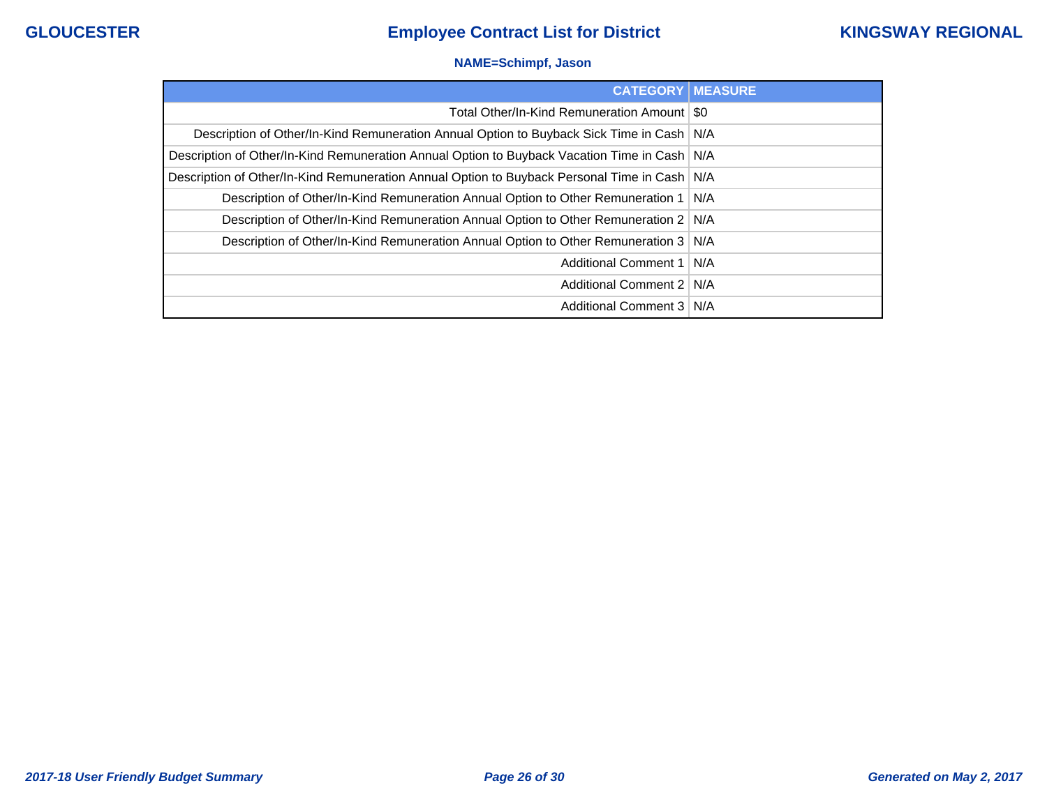**NAME=Schimpf, Jason**

| CATEGORY | MEASURE |
| --- | --- |
| Total Other/In-Kind Remuneration Amount | $0 |
| Description of Other/In-Kind Remuneration Annual Option to Buyback Sick Time in Cash | N/A |
| Description of Other/In-Kind Remuneration Annual Option to Buyback Vacation Time in Cash | N/A |
| Description of Other/In-Kind Remuneration Annual Option to Buyback Personal Time in Cash | N/A |
| Description of Other/In-Kind Remuneration Annual Option to Other Remuneration 1 | N/A |
| Description of Other/In-Kind Remuneration Annual Option to Other Remuneration 2 | N/A |
| Description of Other/In-Kind Remuneration Annual Option to Other Remuneration 3 | N/A |
| Additional Comment 1 | N/A |
| Additional Comment 2 | N/A |
| Additional Comment 3 | N/A |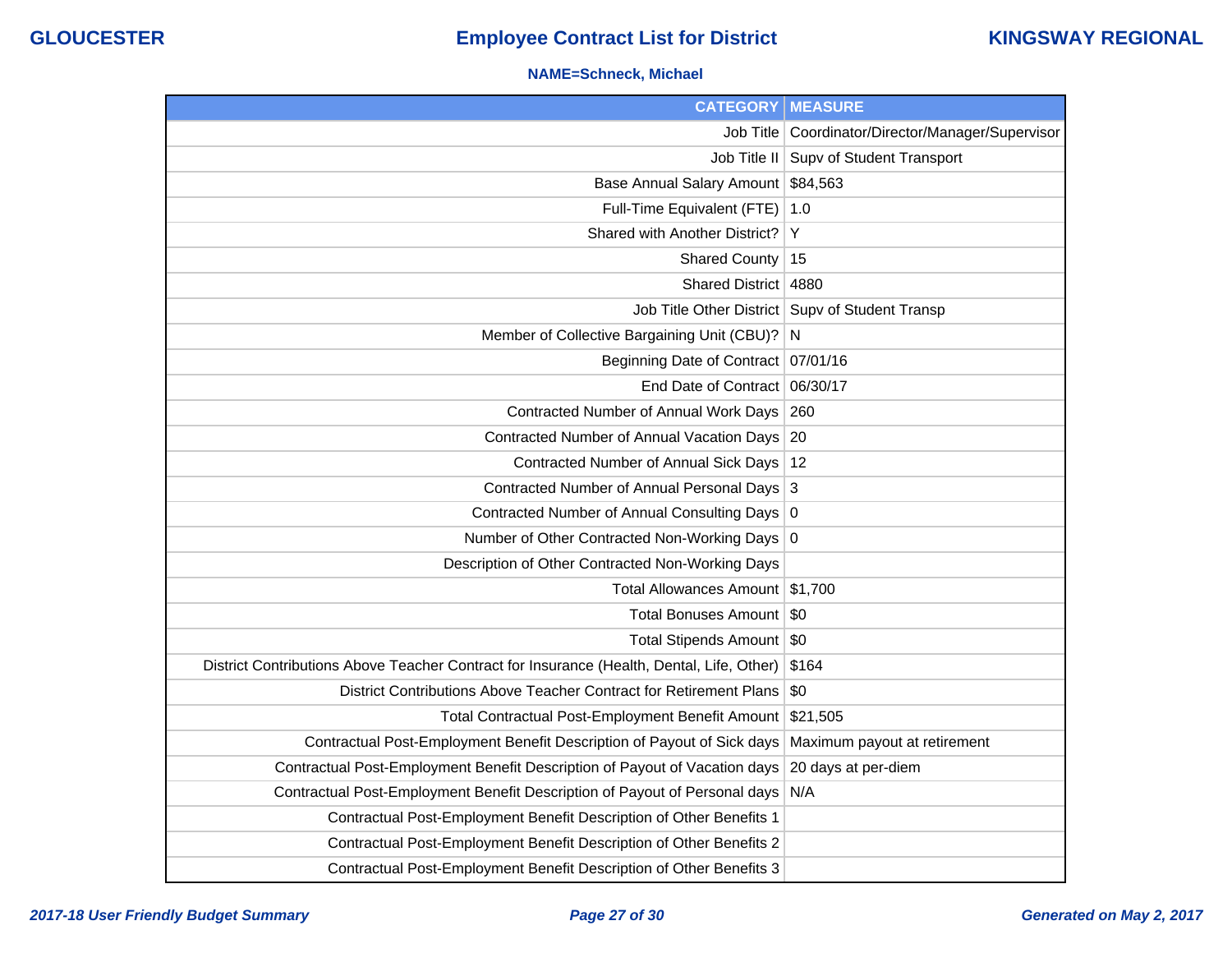# Employee Contract List for District

**GLOUCESTER** | **KINGSWAY REGIONAL**

**NAME=Schneck, Michael**

| CATEGORY | MEASURE |
|---|---|
| Job Title | Coordinator/Director/Manager/Supervisor |
| Job Title II | Supv of Student Transport |
| Base Annual Salary Amount | $84,563 |
| Full-Time Equivalent (FTE) | 1.0 |
| Shared with Another District? | Y |
| Shared County | 15 |
| Shared District | 4880 |
| Job Title Other District | Supv of Student Transp |
| Member of Collective Bargaining Unit (CBU)? | N |
| Beginning Date of Contract | 07/01/16 |
| End Date of Contract | 06/30/17 |
| Contracted Number of Annual Work Days | 260 |
| Contracted Number of Annual Vacation Days | 20 |
| Contracted Number of Annual Sick Days | 12 |
| Contracted Number of Annual Personal Days | 3 |
| Contracted Number of Annual Consulting Days | 0 |
| Number of Other Contracted Non-Working Days | 0 |
| Description of Other Contracted Non-Working Days | |
| Total Allowances Amount | $1,700 |
| Total Bonuses Amount | $0 |
| Total Stipends Amount | $0 |
| District Contributions Above Teacher Contract for Insurance (Health, Dental, Life, Other) | $164 |
| District Contributions Above Teacher Contract for Retirement Plans | $0 |
| Total Contractual Post-Employment Benefit Amount | $21,505 |
| Contractual Post-Employment Benefit Description of Payout of Sick days | Maximum payout at retirement |
| Contractual Post-Employment Benefit Description of Payout of Vacation days | 20 days at per-diem |
| Contractual Post-Employment Benefit Description of Payout of Personal days | N/A |
| Contractual Post-Employment Benefit Description of Other Benefits 1 | |
| Contractual Post-Employment Benefit Description of Other Benefits 2 | |
| Contractual Post-Employment Benefit Description of Other Benefits 3 | |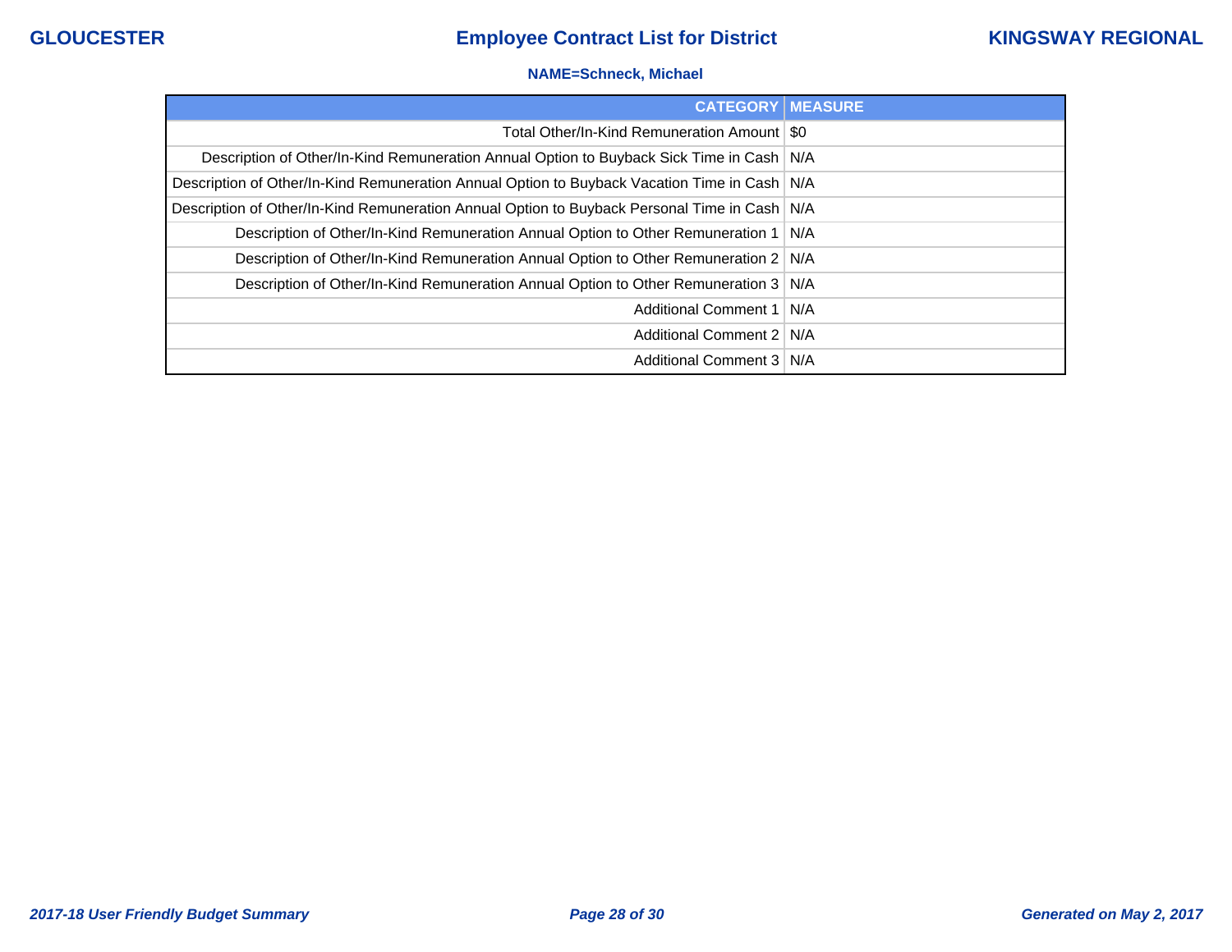**NAME=Schneck, Michael**

| CATEGORY | MEASURE |
|---|---|
| Total Other/In-Kind Remuneration Amount | $0 |
| Description of Other/In-Kind Remuneration Annual Option to Buyback Sick Time in Cash | N/A |
| Description of Other/In-Kind Remuneration Annual Option to Buyback Vacation Time in Cash | N/A |
| Description of Other/In-Kind Remuneration Annual Option to Buyback Personal Time in Cash | N/A |
| Description of Other/In-Kind Remuneration Annual Option to Other Remuneration 1 | N/A |
| Description of Other/In-Kind Remuneration Annual Option to Other Remuneration 2 | N/A |
| Description of Other/In-Kind Remuneration Annual Option to Other Remuneration 3 | N/A |
| Additional Comment 1 | N/A |
| Additional Comment 2 | N/A |
| Additional Comment 3 | N/A |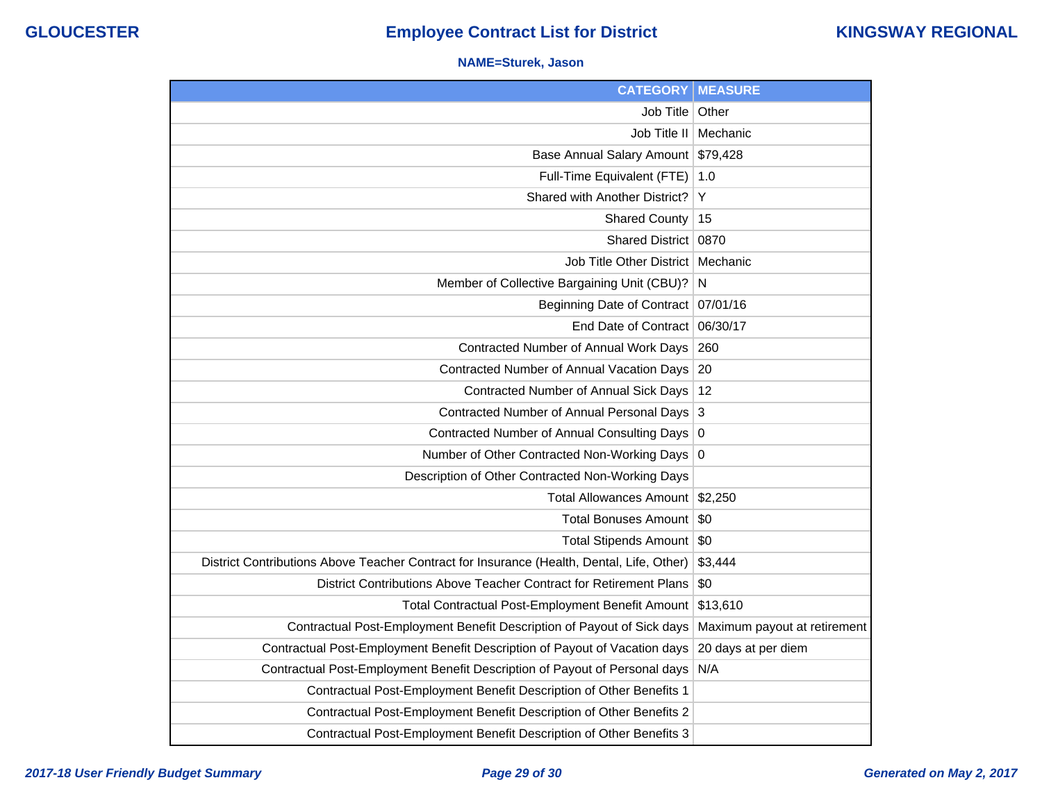**NAME=Sturek, Jason**

| CATEGORY | MEASURE |
| --- | --- |
| Job Title | Other |
| Job Title II | Mechanic |
| Base Annual Salary Amount | $79,428 |
| Full-Time Equivalent (FTE) | 1.0 |
| Shared with Another District? | Y |
| Shared County | 15 |
| Shared District | 0870 |
| Job Title Other District | Mechanic |
| Member of Collective Bargaining Unit (CBU)? | N |
| Beginning Date of Contract | 07/01/16 |
| End Date of Contract | 06/30/17 |
| Contracted Number of Annual Work Days | 260 |
| Contracted Number of Annual Vacation Days | 20 |
| Contracted Number of Annual Sick Days | 12 |
| Contracted Number of Annual Personal Days | 3 |
| Contracted Number of Annual Consulting Days | 0 |
| Number of Other Contracted Non-Working Days | 0 |
| Description of Other Contracted Non-Working Days | |
| Total Allowances Amount | $2,250 |
| Total Bonuses Amount | $0 |
| Total Stipends Amount | $0 |
| District Contributions Above Teacher Contract for Insurance (Health, Dental, Life, Other) | $3,444 |
| District Contributions Above Teacher Contract for Retirement Plans | $0 |
| Total Contractual Post-Employment Benefit Amount | $13,610 |
| Contractual Post-Employment Benefit Description of Payout of Sick days | Maximum payout at retirement |
| Contractual Post-Employment Benefit Description of Payout of Vacation days | 20 days at per diem |
| Contractual Post-Employment Benefit Description of Payout of Personal days | N/A |
| Contractual Post-Employment Benefit Description of Other Benefits 1 | |
| Contractual Post-Employment Benefit Description of Other Benefits 2 | |
| Contractual Post-Employment Benefit Description of Other Benefits 3 | |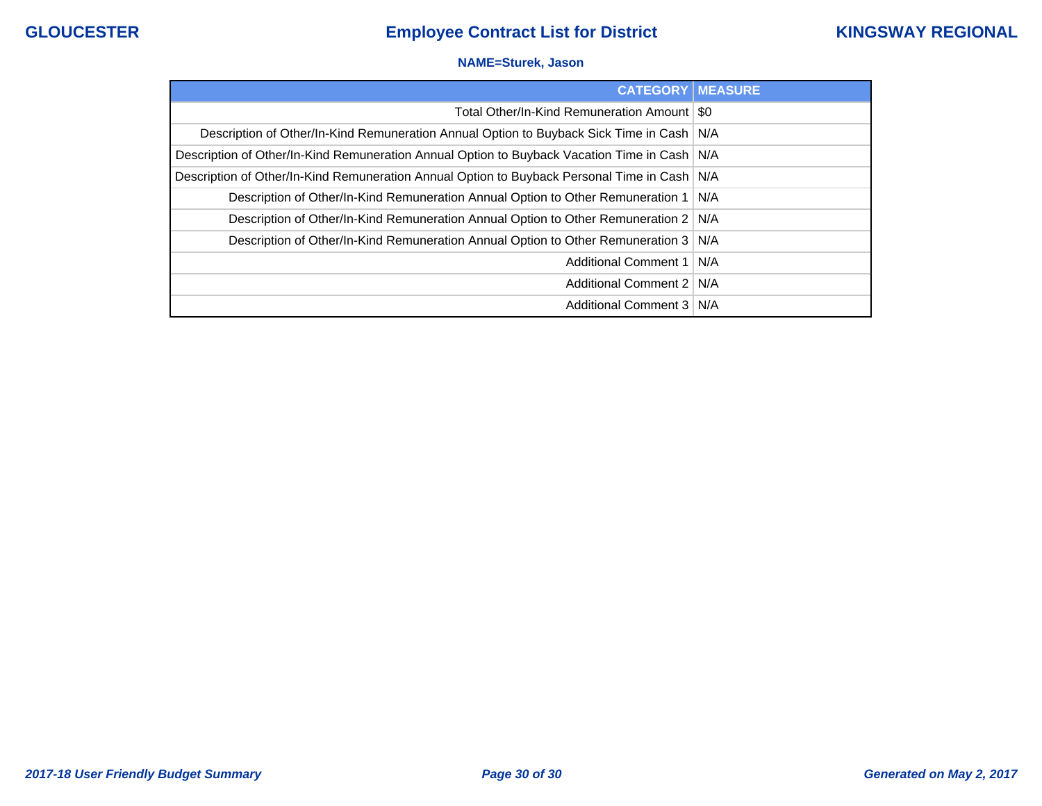**NAME=Sturek, Jason**

| CATEGORY | MEASURE |
|---|---|
| Total Other/In-Kind Remuneration Amount | $0 |
| Description of Other/In-Kind Remuneration Annual Option to Buyback Sick Time in Cash | N/A |
| Description of Other/In-Kind Remuneration Annual Option to Buyback Vacation Time in Cash | N/A |
| Description of Other/In-Kind Remuneration Annual Option to Buyback Personal Time in Cash | N/A |
| Description of Other/In-Kind Remuneration Annual Option to Other Remuneration 1 | N/A |
| Description of Other/In-Kind Remuneration Annual Option to Other Remuneration 2 | N/A |
| Description of Other/In-Kind Remuneration Annual Option to Other Remuneration 3 | N/A |
| Additional Comment 1 | N/A |
| Additional Comment 2 | N/A |
| Additional Comment 3 | N/A |